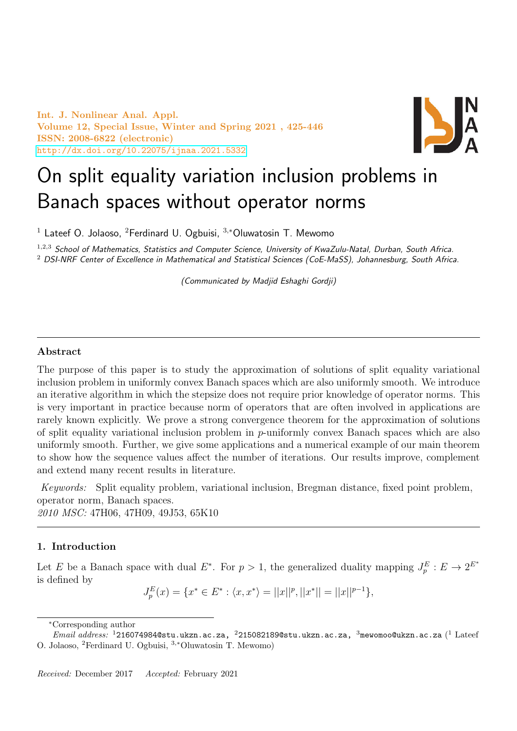Int. J. Nonlinear Anal. Appl.
Volume 12, Special Issue, Winter and Spring 2021 , 425-446
ISSN: 2008-6822 (electronic)
http://dx.doi.org/10.22075/ijnaa.2021.5332

# On split equality variation inclusion problems in Banach spaces without operator norms

[1] Lateef O. Jolaoso, [2]Ferdinard U. Ogbuisi, [3,*]Oluwatosin T. Mewomo

[1,2,3] *School of Mathematics, Statistics and Computer Science, University of KwaZulu-Natal, Durban, South Africa.*
[2] *DSI-NRF Center of Excellence in Mathematical and Statistical Sciences (CoE-MaSS), Johannesburg, South Africa.*

*(Communicated by Madjid Eshaghi Gordji)*

---

**Abstract**

The purpose of this paper is to study the approximation of solutions of split equality variational inclusion problem in uniformly convex Banach spaces which are also uniformly smooth. We introduce an iterative algorithm in which the stepsize does not require prior knowledge of operator norms. This is very important in practice because norm of operators that are often involved in applications are rarely known explicitly. We prove a strong convergence theorem for the approximation of solutions of split equality variational inclusion problem in $p$-uniformly convex Banach spaces which are also uniformly smooth. Further, we give some applications and a numerical example of our main theorem to show how the sequence values affect the number of iterations. Our results improve, complement and extend many recent results in literature.

*Keywords:* Split equality problem, variational inclusion, Bregman distance, fixed point problem, operator norm, Banach spaces.
*2010 MSC:* 47H06, 47H09, 49J53, 65K10

---

## 1. Introduction

Let $E$ be a Banach space with dual $E^*$. For $p > 1$, the generalized duality mapping $J_p^E : E \to 2^{E^*}$ is defined by

$$J_p^E(x) = \{x^* \in E^* : \langle x, x^* \rangle = ||x||^p, ||x^*|| = ||x||^{p-1}\},$$

*Corresponding author
*Email address:* [1]216074984@stu.ukzn.ac.za, [2]215082189@stu.ukzn.ac.za, [3]mewomoo@ukzn.ac.za ([1] Lateef O. Jolaoso, [2]Ferdinard U. Ogbuisi, [3,*]Oluwatosin T. Mewomo)

*Received:* December 2017 *Accepted:* February 2021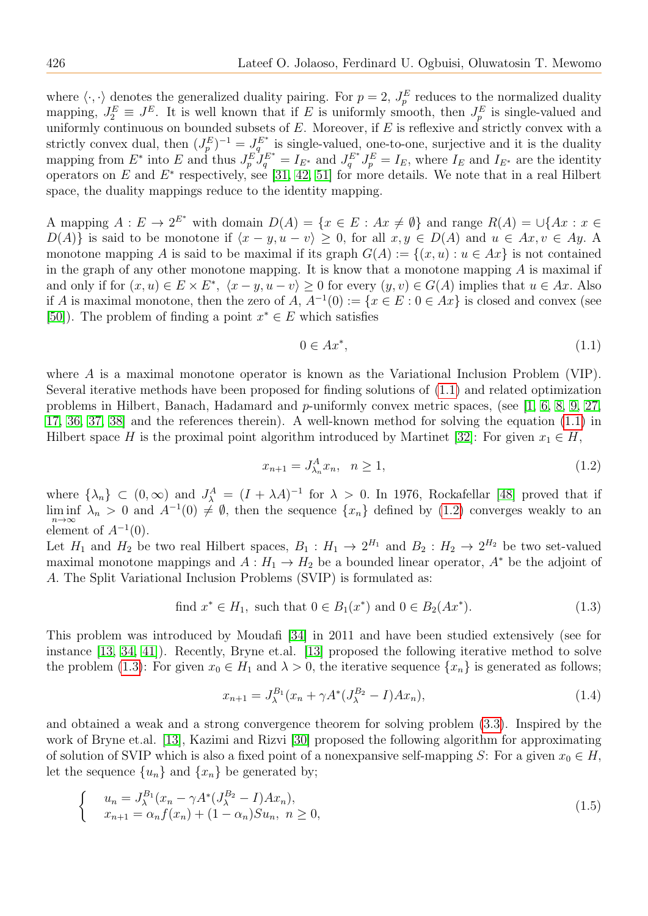where $\langle \cdot, \cdot \rangle$ denotes the generalized duality pairing. For $p = 2$, $J_p^E$ reduces to the normalized duality mapping, $J_2^E \equiv J^E$. It is well known that if $E$ is uniformly smooth, then $J_p^E$ is single-valued and uniformly continuous on bounded subsets of $E$. Moreover, if $E$ is reflexive and strictly convex with a strictly convex dual, then $(J_p^E)^{-1} = J_q^{E^*}$ is single-valued, one-to-one, surjective and it is the duality mapping from $E^*$ into $E$ and thus $J_p^E J_q^{E^*} = I_{E^*}$ and $J_q^{E^*} J_p^E = I_E$, where $I_E$ and $I_{E^*}$ are the identity operators on $E$ and $E^*$ respectively, see [31, 42, 51] for more details. We note that in a real Hilbert space, the duality mappings reduce to the identity mapping.

A mapping $A : E \to 2^{E^*}$ with domain $D(A) = \{x \in E : Ax \neq \emptyset\}$ and range $R(A) = \cup\{Ax : x \in D(A)\}$ is said to be monotone if $\langle x - y, u - v\rangle \geq 0$, for all $x, y \in D(A)$ and $u \in Ax, v \in Ay$. A monotone mapping $A$ is said to be maximal if its graph $G(A) := \{(x, u) : u \in Ax\}$ is not contained in the graph of any other monotone mapping. It is know that a monotone mapping $A$ is maximal if and only if for $(x, u) \in E \times E^*$, $\langle x - y, u - v\rangle \geq 0$ for every $(y, v) \in G(A)$ implies that $u \in Ax$. Also if $A$ is maximal monotone, then the zero of $A$, $A^{-1}(0) := \{x \in E : 0 \in Ax\}$ is closed and convex (see [50]). The problem of finding a point $x^* \in E$ which satisfies

$$0 \in Ax^*, \tag{1.1}$$

where $A$ is a maximal monotone operator is known as the Variational Inclusion Problem (VIP). Several iterative methods have been proposed for finding solutions of (1.1) and related optimization problems in Hilbert, Banach, Hadamard and $p$-uniformly convex metric spaces, (see [1, 6, 8, 9, 27, 17, 36, 37, 38] and the references therein). A well-known method for solving the equation (1.1) in Hilbert space $H$ is the proximal point algorithm introduced by Martinet [32]: For given $x_1 \in H$,

$$x_{n+1} = J_{\lambda_n}^A x_n, \quad n \geq 1, \tag{1.2}$$

where $\{\lambda_n\} \subset (0, \infty)$ and $J_\lambda^A = (I + \lambda A)^{-1}$ for $\lambda > 0$. In 1976, Rockafellar [48] proved that if $\liminf_{n\to\infty} \lambda_n > 0$ and $A^{-1}(0) \neq \emptyset$, then the sequence $\{x_n\}$ defined by (1.2) converges weakly to an element of $A^{-1}(0)$.

Let $H_1$ and $H_2$ be two real Hilbert spaces, $B_1 : H_1 \to 2^{H_1}$ and $B_2 : H_2 \to 2^{H_2}$ be two set-valued maximal monotone mappings and $A : H_1 \to H_2$ be a bounded linear operator, $A^*$ be the adjoint of $A$. The Split Variational Inclusion Problems (SVIP) is formulated as:

$$\text{find } x^* \in H_1, \text{ such that } 0 \in B_1(x^*) \text{ and } 0 \in B_2(Ax^*). \tag{1.3}$$

This problem was introduced by Moudafi [34] in 2011 and have been studied extensively (see for instance [13, 34, 41]). Recently, Bryne et.al. [13] proposed the following iterative method to solve the problem (1.3): For given $x_0 \in H_1$ and $\lambda > 0$, the iterative sequence $\{x_n\}$ is generated as follows;

$$x_{n+1} = J_\lambda^{B_1}(x_n + \gamma A^*(J_\lambda^{B_2} - I)Ax_n), \tag{1.4}$$

and obtained a weak and a strong convergence theorem for solving problem (3.3). Inspired by the work of Bryne et.al. [13], Kazimi and Rizvi [30] proposed the following algorithm for approximating of solution of SVIP which is also a fixed point of a nonexpansive self-mapping $S$: For a given $x_0 \in H$, let the sequence $\{u_n\}$ and $\{x_n\}$ be generated by;

$$\begin{cases} u_n = J_\lambda^{B_1}(x_n - \gamma A^*(J_\lambda^{B_2} - I)Ax_n), \\ x_{n+1} = \alpha_n f(x_n) + (1 - \alpha_n)Su_n, \ n \geq 0, \end{cases} \tag{1.5}$$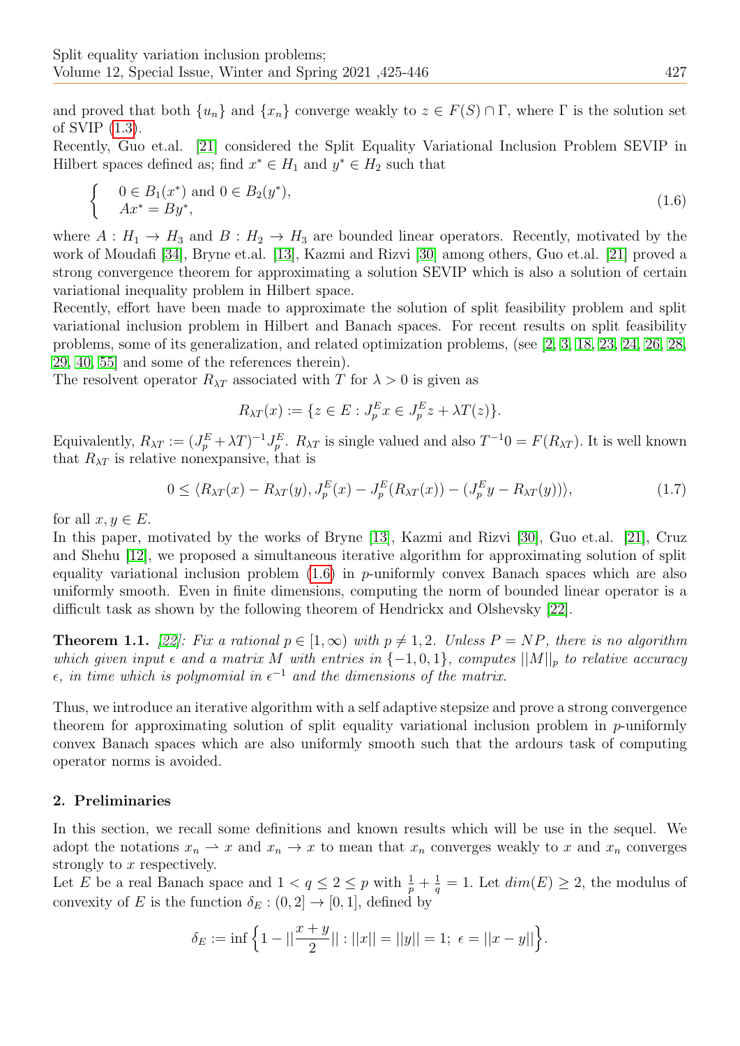and proved that both $\{u_n\}$ and $\{x_n\}$ converge weakly to $z \in F(S) \cap \Gamma$, where $\Gamma$ is the solution set of SVIP (1.3).

Recently, Guo et.al. [21] considered the Split Equality Variational Inclusion Problem SEVIP in Hilbert spaces defined as; find $x^* \in H_1$ and $y^* \in H_2$ such that

$$\begin{cases} 0 \in B_1(x^*) \text{ and } 0 \in B_2(y^*), \\ Ax^* = By^*, \end{cases} \tag{1.6}$$

where $A : H_1 \to H_3$ and $B : H_2 \to H_3$ are bounded linear operators. Recently, motivated by the work of Moudafi [34], Bryne et.al. [13], Kazmi and Rizvi [30] among others, Guo et.al. [21] proved a strong convergence theorem for approximating a solution SEVIP which is also a solution of certain variational inequality problem in Hilbert space.

Recently, effort have been made to approximate the solution of split feasibility problem and split variational inclusion problem in Hilbert and Banach spaces. For recent results on split feasibility problems, some of its generalization, and related optimization problems, (see [2, 3, 18, 23, 24, 26, 28, 29, 40, 55] and some of the references therein).

The resolvent operator $R_{\lambda T}$ associated with $T$ for $\lambda > 0$ is given as

$$R_{\lambda T}(x) := \{z \in E : J_p^E x \in J_p^E z + \lambda T(z)\}.$$

Equivalently, $R_{\lambda T} := (J_p^E + \lambda T)^{-1} J_p^E$. $R_{\lambda T}$ is single valued and also $T^{-1}0 = F(R_{\lambda T})$. It is well known that $R_{\lambda T}$ is relative nonexpansive, that is

$$0 \le \langle R_{\lambda T}(x) - R_{\lambda T}(y), J_p^E(x) - J_p^E(R_{\lambda T}(x)) - (J_p^E y - R_{\lambda T}(y))\rangle, \tag{1.7}$$

for all $x, y \in E$.

In this paper, motivated by the works of Bryne [13], Kazmi and Rizvi [30], Guo et.al. [21], Cruz and Shehu [12], we proposed a simultaneous iterative algorithm for approximating solution of split equality variational inclusion problem (1.6) in $p$-uniformly convex Banach spaces which are also uniformly smooth. Even in finite dimensions, computing the norm of bounded linear operator is a difficult task as shown by the following theorem of Hendrickx and Olshevsky [22].

**Theorem 1.1.** *[22]: Fix a rational $p \in [1, \infty)$ with $p \neq 1, 2$. Unless $P = NP$, there is no algorithm which given input $\epsilon$ and a matrix $M$ with entries in $\{-1, 0, 1\}$, computes $||M||_p$ to relative accuracy $\epsilon$, in time which is polynomial in $\epsilon^{-1}$ and the dimensions of the matrix.*

Thus, we introduce an iterative algorithm with a self adaptive stepsize and prove a strong convergence theorem for approximating solution of split equality variational inclusion problem in $p$-uniformly convex Banach spaces which are also uniformly smooth such that the ardours task of computing operator norms is avoided.

## 2. Preliminaries

In this section, we recall some definitions and known results which will be use in the sequel. We adopt the notations $x_n \rightharpoonup x$ and $x_n \to x$ to mean that $x_n$ converges weakly to $x$ and $x_n$ converges strongly to $x$ respectively.

Let $E$ be a real Banach space and $1 < q \le 2 \le p$ with $\frac{1}{p} + \frac{1}{q} = 1$. Let $dim(E) \ge 2$, the modulus of convexity of $E$ is the function $\delta_E : (0, 2] \to [0, 1]$, defined by

$$\delta_E := \inf\Big\{1 - ||\frac{x+y}{2}|| : ||x|| = ||y|| = 1;\ \epsilon = ||x - y||\Big\}.$$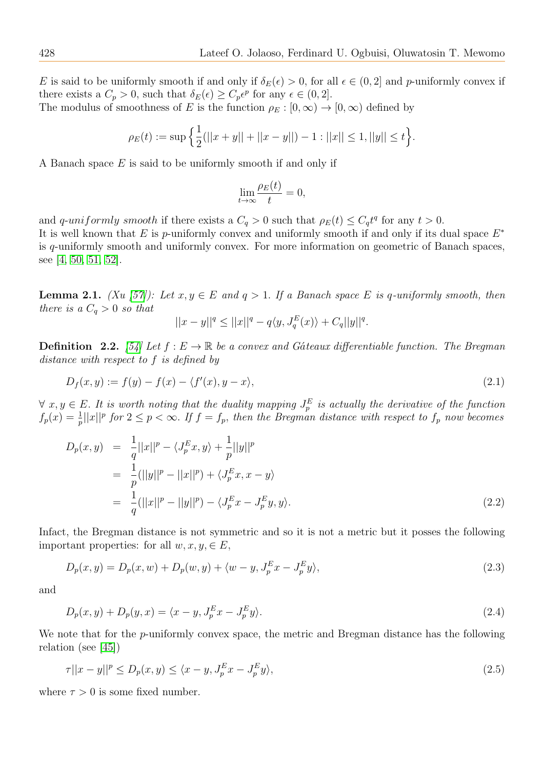$E$ is said to be uniformly smooth if and only if $\delta_E(\epsilon) > 0$, for all $\epsilon \in (0, 2]$ and $p$-uniformly convex if there exists a $C_p > 0$, such that $\delta_E(\epsilon) \geq C_p \epsilon^p$ for any $\epsilon \in (0, 2]$.
The modulus of smoothness of $E$ is the function $\rho_E : [0, \infty) \to [0, \infty)$ defined by

$$\rho_E(t) := \sup\Big\{\frac{1}{2}(||x+y|| + ||x-y||) - 1 : ||x|| \leq 1, ||y|| \leq t\Big\}.$$

A Banach space $E$ is said to be uniformly smooth if and only if

$$\lim_{t\to\infty} \frac{\rho_E(t)}{t} = 0,$$

and *q-uniformly smooth* if there exists a $C_q > 0$ such that $\rho_E(t) \leq C_q t^q$ for any $t > 0$.
It is well known that $E$ is $p$-uniformly convex and uniformly smooth if and only if its dual space $E^*$ is $q$-uniformly smooth and uniformly convex. For more information on geometric of Banach spaces, see [4, 50, 51, 52].

**Lemma 2.1.** *(Xu [57]): Let $x, y \in E$ and $q > 1$. If a Banach space $E$ is $q$-uniformly smooth, then there is a $C_q > 0$ so that*

$$||x - y||^q \leq ||x||^q - q\langle y, J_q^E(x)\rangle + C_q||y||^q.$$

**Definition 2.2.** *[54] Let $f : E \to \mathbb{R}$ be a convex and Gáteaux differentiable function. The Bregman distance with respect to $f$ is defined by*

$$D_f(x, y) := f(y) - f(x) - \langle f'(x), y - x\rangle, \tag{2.1}$$

*$\forall\ x, y \in E$. It is worth noting that the duality mapping $J_p^E$ is actually the derivative of the function $f_p(x) = \frac{1}{p}||x||^p$ for $2 \leq p < \infty$. If $f = f_p$, then the Bregman distance with respect to $f_p$ now becomes*

$$\begin{aligned} D_p(x, y) &= \frac{1}{q}||x||^p - \langle J_p^E x, y\rangle + \frac{1}{p}||y||^p \\ &= \frac{1}{p}(||y||^p - ||x||^p) + \langle J_p^E x, x - y\rangle \\ &= \frac{1}{q}(||x||^p - ||y||^p) - \langle J_p^E x - J_p^E y, y\rangle. \end{aligned} \tag{2.2}$$

Infact, the Bregman distance is not symmetric and so it is not a metric but it posses the following important properties: for all $w, x, y, \in E$,

$$D_p(x, y) = D_p(x, w) + D_p(w, y) + \langle w - y, J_p^E x - J_p^E y\rangle, \tag{2.3}$$

and

$$D_p(x, y) + D_p(y, x) = \langle x - y, J_p^E x - J_p^E y\rangle. \tag{2.4}$$

We note that for the $p$-uniformly convex space, the metric and Bregman distance has the following relation (see [45])

$$\tau||x - y||^p \leq D_p(x, y) \leq \langle x - y, J_p^E x - J_p^E y\rangle, \tag{2.5}$$

where $\tau > 0$ is some fixed number.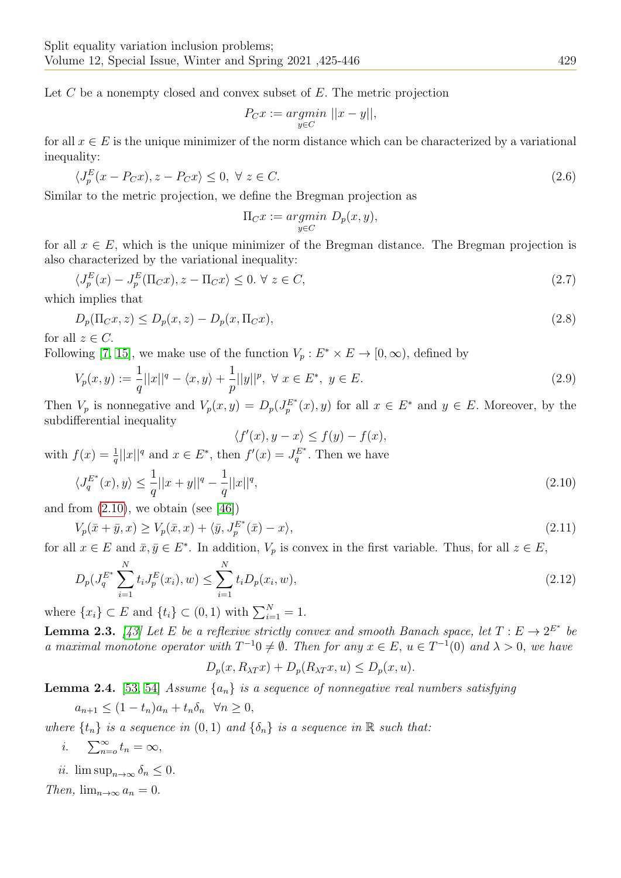Let $C$ be a nonempty closed and convex subset of $E$. The metric projection

$$P_C x := \underset{y \in C}{argmin}\ ||x - y||,$$

for all $x \in E$ is the unique minimizer of the norm distance which can be characterized by a variational inequality:

$$\langle J_p^E(x - P_C x), z - P_C x\rangle \leq 0,\ \forall\ z \in C. \tag{2.6}$$

Similar to the metric projection, we define the Bregman projection as

$$\Pi_C x := \underset{y \in C}{argmin}\ D_p(x, y),$$

for all $x \in E$, which is the unique minimizer of the Bregman distance. The Bregman projection is also characterized by the variational inequality:

$$\langle J_p^E(x) - J_p^E(\Pi_C x), z - \Pi_C x\rangle \leq 0.\ \forall\ z \in C, \tag{2.7}$$

which implies that

$$D_p(\Pi_C x, z) \leq D_p(x, z) - D_p(x, \Pi_C x), \tag{2.8}$$

for all $z \in C$.

Following [7, 15], we make use of the function $V_p : E^* \times E \to [0, \infty)$, defined by

$$V_p(x, y) := \frac{1}{q}||x||^q - \langle x, y\rangle + \frac{1}{p}||y||^p,\ \forall\ x \in E^*,\ y \in E. \tag{2.9}$$

Then $V_p$ is nonnegative and $V_p(x, y) = D_p(J_p^{E^*}(x), y)$ for all $x \in E^*$ and $y \in E$. Moreover, by the subdifferential inequality

$$\langle f'(x), y - x\rangle \leq f(y) - f(x),$$

with $f(x) = \frac{1}{q}||x||^q$ and $x \in E^*$, then $f'(x) = J_q^{E^*}$. Then we have

$$\langle J_q^{E^*}(x), y\rangle \leq \frac{1}{q}||x + y||^q - \frac{1}{q}||x||^q, \tag{2.10}$$

and from (2.10), we obtain (see [46])

$$V_p(\bar{x} + \bar{y}, x) \geq V_p(\bar{x}, x) + \langle \bar{y}, J_p^{E^*}(\bar{x}) - x\rangle, \tag{2.11}$$

for all $x \in E$ and $\bar{x}, \bar{y} \in E^*$. In addition, $V_p$ is convex in the first variable. Thus, for all $z \in E$,

$$D_p(J_q^{E^*} \sum_{i=1}^{N} t_i J_p^E(x_i), w) \leq \sum_{i=1}^{N} t_i D_p(x_i, w), \tag{2.12}$$

where $\{x_i\} \subset E$ and $\{t_i\} \subset (0, 1)$ with $\sum_{i=1}^{N} = 1$.

**Lemma 2.3.** [43] *Let $E$ be a reflexive strictly convex and smooth Banach space, let $T : E \to 2^{E^*}$ be a maximal monotone operator with $T^{-1}0 \neq \emptyset$. Then for any $x \in E$, $u \in T^{-1}(0)$ and $\lambda > 0$, we have*

$$D_p(x, R_{\lambda T} x) + D_p(R_{\lambda T} x, u) \leq D_p(x, u).$$

**Lemma 2.4.** [53, 54] *Assume $\{a_n\}$ is a sequence of nonnegative real numbers satisfying*

$$a_{n+1} \leq (1 - t_n)a_n + t_n \delta_n \quad \forall n \geq 0,$$

*where $\{t_n\}$ is a sequence in $(0, 1)$ and $\{\delta_n\}$ is a sequence in $\mathbb{R}$ such that:*

*i.* $\sum_{n=o}^{\infty} t_n = \infty$,

*ii.* $\limsup_{n\to\infty} \delta_n \leq 0$.

*Then,* $\lim_{n\to\infty} a_n = 0$.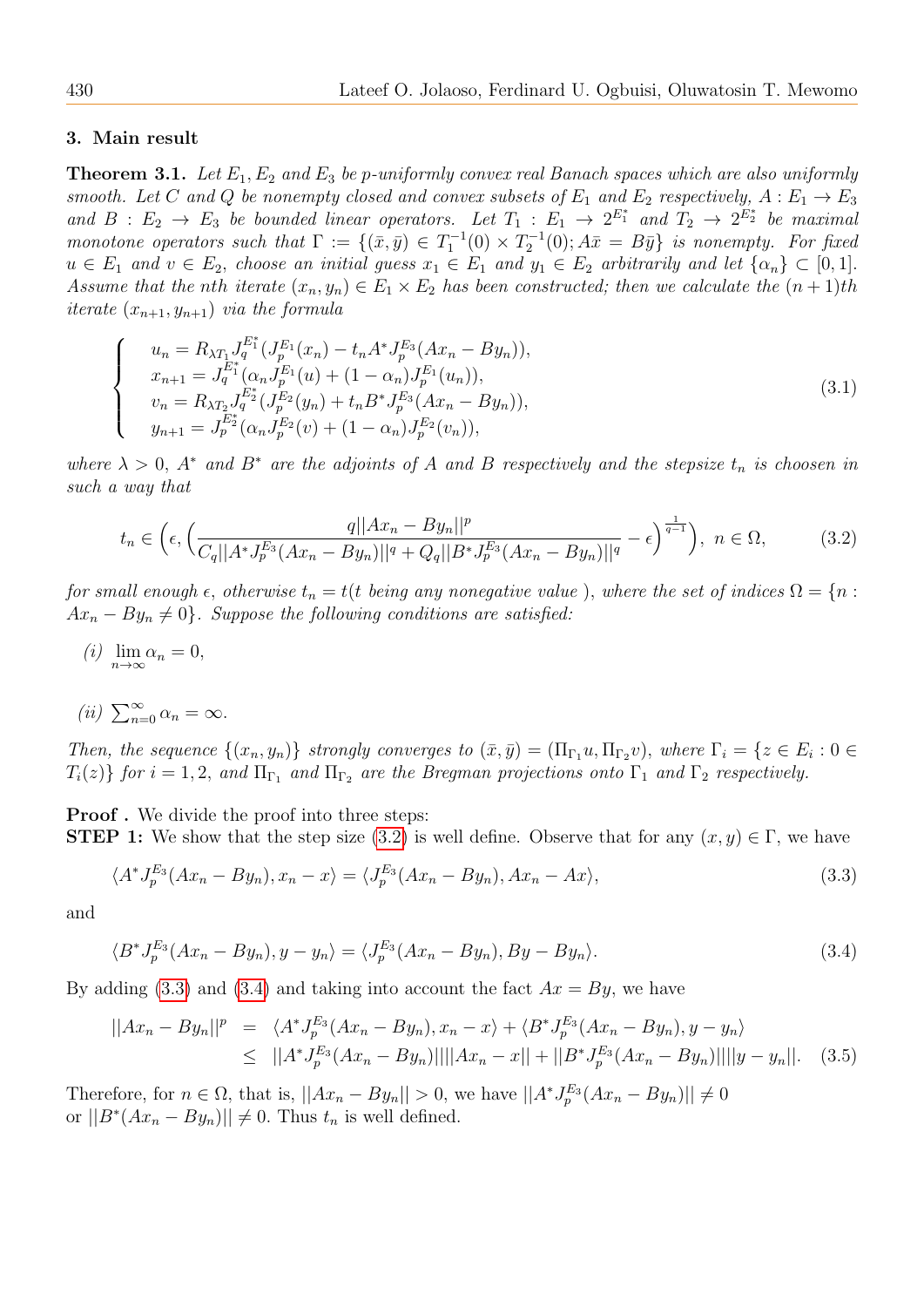## 3. Main result

**Theorem 3.1.** *Let $E_1, E_2$ and $E_3$ be p-uniformly convex real Banach spaces which are also uniformly smooth. Let $C$ and $Q$ be nonempty closed and convex subsets of $E_1$ and $E_2$ respectively, $A : E_1 \to E_3$ and $B : E_2 \to E_3$ be bounded linear operators. Let $T_1 : E_1 \to 2^{E_1^*}$ and $T_2 \to 2^{E_2^*}$ be maximal monotone operators such that $\Gamma := \{(\bar{x}, \bar{y}) \in T_1^{-1}(0) \times T_2^{-1}(0); A\bar{x} = B\bar{y}\}$ is nonempty. For fixed $u \in E_1$ and $v \in E_2$, choose an initial guess $x_1 \in E_1$ and $y_1 \in E_2$ arbitrarily and let $\{\alpha_n\} \subset [0, 1]$. Assume that the nth iterate $(x_n, y_n) \in E_1 \times E_2$ has been constructed; then we calculate the $(n+1)$th iterate $(x_{n+1}, y_{n+1})$ via the formula*

$$\begin{cases} u_n = R_{\lambda T_1} J_q^{E_1^*}(J_p^{E_1}(x_n) - t_n A^* J_p^{E_3}(Ax_n - By_n)), \\ x_{n+1} = J_q^{E_1^*}(\alpha_n J_p^{E_1}(u) + (1-\alpha_n) J_p^{E_1}(u_n)), \\ v_n = R_{\lambda T_2} J_q^{E_2^*}(J_p^{E_2}(y_n) + t_n B^* J_p^{E_3}(Ax_n - By_n)), \\ y_{n+1} = J_p^{E_2^*}(\alpha_n J_p^{E_2}(v) + (1-\alpha_n) J_p^{E_2}(v_n)), \end{cases} \tag{3.1}$$

*where $\lambda > 0$, $A^*$ and $B^*$ are the adjoints of $A$ and $B$ respectively and the stepsize $t_n$ is choosen in such a way that*

$$t_n \in \left(\epsilon, \left(\frac{q||Ax_n - By_n||^p}{C_q||A^* J_p^{E_3}(Ax_n - By_n)||^q + Q_q||B^* J_p^{E_3}(Ax_n - By_n)||^q} - \epsilon\right)^{\frac{1}{q-1}}\right), \; n \in \Omega, \tag{3.2}$$

*for small enough $\epsilon$, otherwise $t_n = t$($t$ being any nonegative value ), where the set of indices $\Omega = \{n : Ax_n - By_n \neq 0\}$. Suppose the following conditions are satisfied:*

*(i)* $\lim_{n\to\infty} \alpha_n = 0$,

*(ii)* $\sum_{n=0}^{\infty} \alpha_n = \infty$.

*Then, the sequence $\{(x_n, y_n)\}$ strongly converges to $(\bar{x}, \bar{y}) = (\Pi_{\Gamma_1} u, \Pi_{\Gamma_2} v)$, where $\Gamma_i = \{z \in E_i : 0 \in T_i(z)\}$ for $i = 1, 2$, and $\Pi_{\Gamma_1}$ and $\Pi_{\Gamma_2}$ are the Bregman projections onto $\Gamma_1$ and $\Gamma_2$ respectively.*

**Proof .** We divide the proof into three steps:
**STEP 1:** We show that the step size (3.2) is well define. Observe that for any $(x, y) \in \Gamma$, we have

$$\langle A^* J_p^{E_3}(Ax_n - By_n), x_n - x\rangle = \langle J_p^{E_3}(Ax_n - By_n), Ax_n - Ax\rangle, \tag{3.3}$$

and

$$\langle B^* J_p^{E_3}(Ax_n - By_n), y - y_n\rangle = \langle J_p^{E_3}(Ax_n - By_n), By - By_n\rangle. \tag{3.4}$$

By adding (3.3) and (3.4) and taking into account the fact $Ax = By$, we have

$$\begin{aligned} ||Ax_n - By_n||^p &= \langle A^* J_p^{E_3}(Ax_n - By_n), x_n - x\rangle + \langle B^* J_p^{E_3}(Ax_n - By_n), y - y_n\rangle \\ &\leq ||A^* J_p^{E_3}(Ax_n - By_n)||||Ax_n - x|| + ||B^* J_p^{E_3}(Ax_n - By_n)||||y - y_n||. \end{aligned} \tag{3.5}$$

Therefore, for $n \in \Omega$, that is, $||Ax_n - By_n|| > 0$, we have $||A^* J_p^{E_3}(Ax_n - By_n)|| \neq 0$ or $||B^*(Ax_n - By_n)|| \neq 0$. Thus $t_n$ is well defined.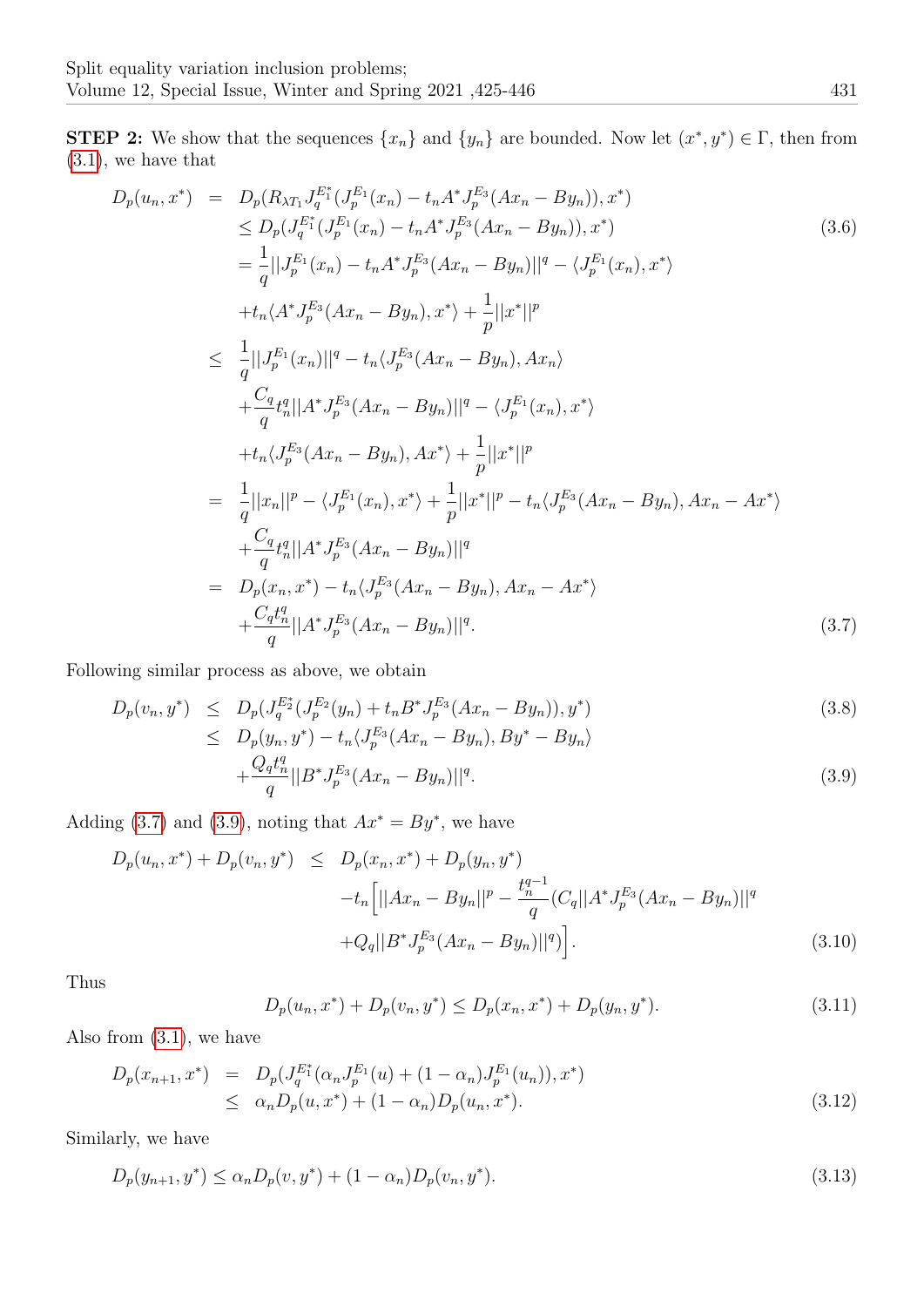**STEP 2:** We show that the sequences $\{x_n\}$ and $\{y_n\}$ are bounded. Now let $(x^*, y^*) \in \Gamma$, then from (3.1), we have that

$$
\begin{aligned}
D_p(u_n, x^*) &= D_p(R_{\lambda T_1} J_q^{E_1^*}(J_p^{E_1}(x_n) - t_n A^* J_p^{E_3}(Ax_n - By_n)), x^*) \\
&\leq D_p(J_q^{E_1^*}(J_p^{E_1}(x_n) - t_n A^* J_p^{E_3}(Ax_n - By_n)), x^*) \qquad (3.6)\\
&= \frac{1}{q}||J_p^{E_1}(x_n) - t_n A^* J_p^{E_3}(Ax_n - By_n)||^q - \langle J_p^{E_1}(x_n), x^* \rangle \\
&\quad + t_n \langle A^* J_p^{E_3}(Ax_n - By_n), x^* \rangle + \frac{1}{p}||x^*||^p \\
&\leq \frac{1}{q}||J_p^{E_1}(x_n)||^q - t_n \langle J_p^{E_3}(Ax_n - By_n), Ax_n \rangle \\
&\quad + \frac{C_q}{q} t_n^q ||A^* J_p^{E_3}(Ax_n - By_n)||^q - \langle J_p^{E_1}(x_n), x^* \rangle \\
&\quad + t_n \langle J_p^{E_3}(Ax_n - By_n), Ax^* \rangle + \frac{1}{p}||x^*||^p \\
&= \frac{1}{q}||x_n||^p - \langle J_p^{E_1}(x_n), x^* \rangle + \frac{1}{p}||x^*||^p - t_n \langle J_p^{E_3}(Ax_n - By_n), Ax_n - Ax^* \rangle \\
&\quad + \frac{C_q}{q} t_n^q ||A^* J_p^{E_3}(Ax_n - By_n)||^q \\
&= D_p(x_n, x^*) - t_n \langle J_p^{E_3}(Ax_n - By_n), Ax_n - Ax^* \rangle \\
&\quad + \frac{C_q t_n^q}{q} ||A^* J_p^{E_3}(Ax_n - By_n)||^q. \qquad (3.7)
\end{aligned}
$$

Following similar process as above, we obtain

$$
\begin{aligned}
D_p(v_n, y^*) &\leq D_p(J_q^{E_2^*}(J_p^{E_2}(y_n) + t_n B^* J_p^{E_3}(Ax_n - By_n)), y^*) \qquad (3.8)\\
&\leq D_p(y_n, y^*) - t_n \langle J_p^{E_3}(Ax_n - By_n), By^* - By_n \rangle \\
&\quad + \frac{Q_q t_n^q}{q} ||B^* J_p^{E_3}(Ax_n - By_n)||^q. \qquad (3.9)
\end{aligned}
$$

Adding (3.7) and (3.9), noting that $Ax^* = By^*$, we have

$$
\begin{aligned}
D_p(u_n, x^*) + D_p(v_n, y^*) &\leq D_p(x_n, x^*) + D_p(y_n, y^*) \\
&\quad - t_n \Big[ ||Ax_n - By_n||^p - \frac{t_n^{q-1}}{q} (C_q ||A^* J_p^{E_3}(Ax_n - By_n)||^q \\
&\quad + Q_q ||B^* J_p^{E_3}(Ax_n - By_n)||^q) \Big]. \qquad (3.10)
\end{aligned}
$$

Thus

$$
D_p(u_n, x^*) + D_p(v_n, y^*) \leq D_p(x_n, x^*) + D_p(y_n, y^*). \qquad (3.11)
$$

Also from (3.1), we have

$$
\begin{aligned}
D_p(x_{n+1}, x^*) &= D_p(J_q^{E_1^*}(\alpha_n J_p^{E_1}(u) + (1 - \alpha_n) J_p^{E_1}(u_n)), x^*) \\
&\leq \alpha_n D_p(u, x^*) + (1 - \alpha_n) D_p(u_n, x^*). \qquad (3.12)
\end{aligned}
$$

Similarly, we have

$$
D_p(y_{n+1}, y^*) \leq \alpha_n D_p(v, y^*) + (1 - \alpha_n) D_p(v_n, y^*). \qquad (3.13)
$$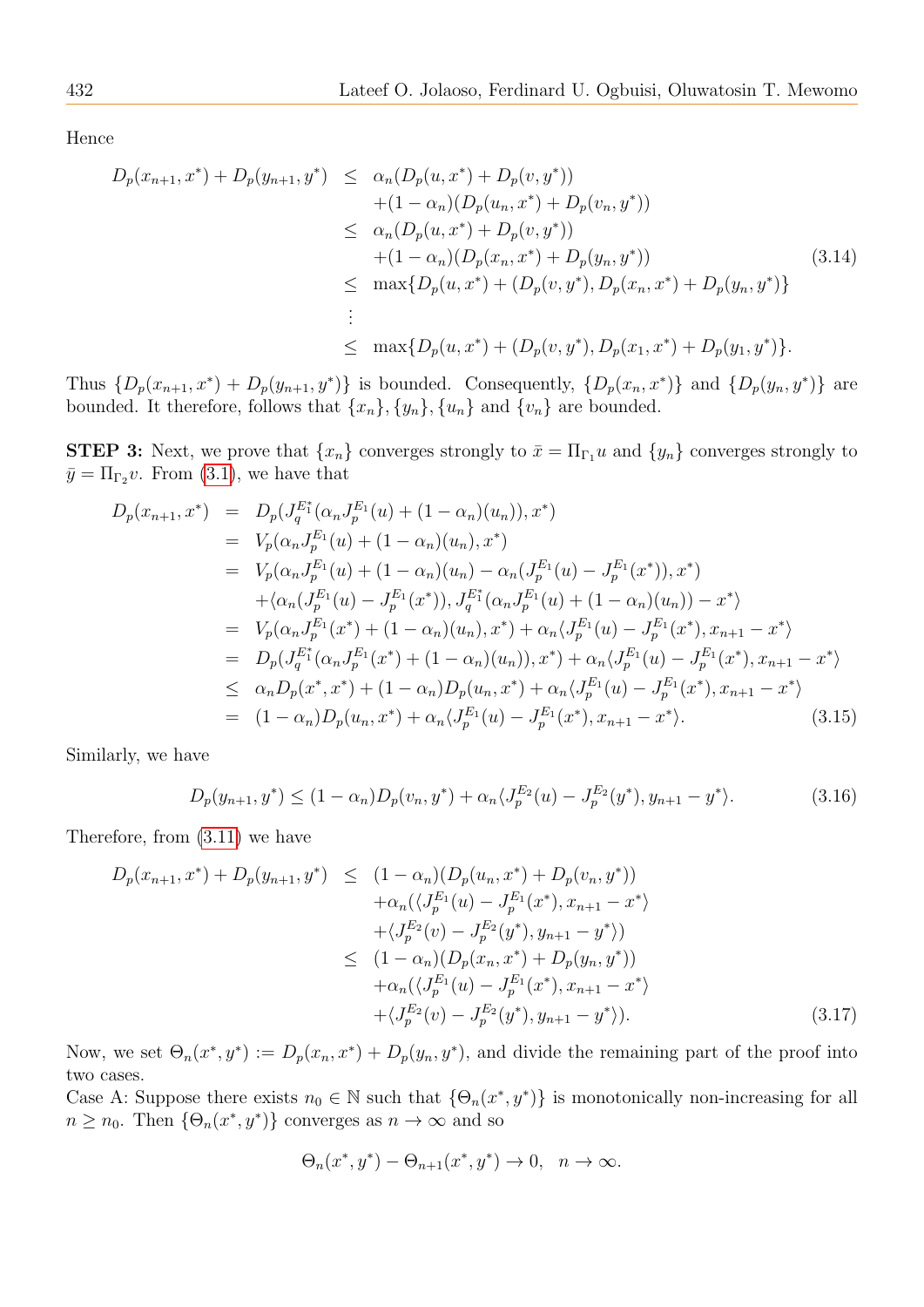Hence

$$
\begin{aligned}
D_p(x_{n+1}, x^*) + D_p(y_{n+1}, y^*) &\leq \alpha_n(D_p(u, x^*) + D_p(v, y^*)) \\
&\quad +(1-\alpha_n)(D_p(u_n, x^*) + D_p(v_n, y^*)) \\
&\leq \alpha_n(D_p(u, x^*) + D_p(v, y^*)) \\
&\quad +(1-\alpha_n)(D_p(x_n, x^*) + D_p(y_n, y^*)) \\
&\leq \max\{D_p(u, x^*) + (D_p(v, y^*), D_p(x_n, x^*) + D_p(y_n, y^*)\} \\
&\ \ \vdots \\
&\leq \max\{D_p(u, x^*) + (D_p(v, y^*), D_p(x_1, x^*) + D_p(y_1, y^*)\}.
\end{aligned} \tag{3.14}
$$

Thus $\{D_p(x_{n+1}, x^*) + D_p(y_{n+1}, y^*)\}$ is bounded. Consequently, $\{D_p(x_n, x^*)\}$ and $\{D_p(y_n, y^*)\}$ are bounded. It therefore, follows that $\{x_n\}, \{y_n\}, \{u_n\}$ and $\{v_n\}$ are bounded.

**STEP 3:** Next, we prove that $\{x_n\}$ converges strongly to $\bar{x} = \Pi_{\Gamma_1} u$ and $\{y_n\}$ converges strongly to $\bar{y} = \Pi_{\Gamma_2} v$. From (3.1), we have that

$$
\begin{aligned}
D_p(x_{n+1}, x^*) &= D_p(J_q^{E_1^*}(\alpha_n J_p^{E_1}(u) + (1-\alpha_n)(u_n)), x^*) \\
&= V_p(\alpha_n J_p^{E_1}(u) + (1-\alpha_n)(u_n), x^*) \\
&= V_p(\alpha_n J_p^{E_1}(u) + (1-\alpha_n)(u_n) - \alpha_n(J_p^{E_1}(u) - J_p^{E_1}(x^*)), x^*) \\
&\quad +\langle \alpha_n(J_p^{E_1}(u) - J_p^{E_1}(x^*)), J_q^{E_1^*}(\alpha_n J_p^{E_1}(u) + (1-\alpha_n)(u_n)) - x^*\rangle \\
&= V_p(\alpha_n J_p^{E_1}(x^*) + (1-\alpha_n)(u_n), x^*) + \alpha_n\langle J_p^{E_1}(u) - J_p^{E_1}(x^*), x_{n+1} - x^*\rangle \\
&= D_p(J_q^{E_1^*}(\alpha_n J_p^{E_1}(x^*) + (1-\alpha_n)(u_n)), x^*) + \alpha_n\langle J_p^{E_1}(u) - J_p^{E_1}(x^*), x_{n+1} - x^*\rangle \\
&\leq \alpha_n D_p(x^*, x^*) + (1-\alpha_n) D_p(u_n, x^*) + \alpha_n\langle J_p^{E_1}(u) - J_p^{E_1}(x^*), x_{n+1} - x^*\rangle \\
&= (1-\alpha_n) D_p(u_n, x^*) + \alpha_n\langle J_p^{E_1}(u) - J_p^{E_1}(x^*), x_{n+1} - x^*\rangle.
\end{aligned} \tag{3.15}
$$

Similarly, we have

$$
D_p(y_{n+1}, y^*) \leq (1-\alpha_n) D_p(v_n, y^*) + \alpha_n\langle J_p^{E_2}(u) - J_p^{E_2}(y^*), y_{n+1} - y^*\rangle. \tag{3.16}
$$

Therefore, from (3.11) we have

$$
\begin{aligned}
D_p(x_{n+1}, x^*) + D_p(y_{n+1}, y^*) &\leq (1-\alpha_n)(D_p(u_n, x^*) + D_p(v_n, y^*)) \\
&\quad +\alpha_n(\langle J_p^{E_1}(u) - J_p^{E_1}(x^*), x_{n+1} - x^*\rangle \\
&\quad +\langle J_p^{E_2}(v) - J_p^{E_2}(y^*), y_{n+1} - y^*\rangle) \\
&\leq (1-\alpha_n)(D_p(x_n, x^*) + D_p(y_n, y^*)) \\
&\quad +\alpha_n(\langle J_p^{E_1}(u) - J_p^{E_1}(x^*), x_{n+1} - x^*\rangle \\
&\quad +\langle J_p^{E_2}(v) - J_p^{E_2}(y^*), y_{n+1} - y^*\rangle).
\end{aligned} \tag{3.17}
$$

Now, we set $\Theta_n(x^*, y^*) := D_p(x_n, x^*) + D_p(y_n, y^*)$, and divide the remaining part of the proof into two cases.

Case A: Suppose there exists $n_0 \in \mathbb{N}$ such that $\{\Theta_n(x^*, y^*)\}$ is monotonically non-increasing for all $n \geq n_0$. Then $\{\Theta_n(x^*, y^*)\}$ converges as $n \to \infty$ and so

$$
\Theta_n(x^*, y^*) - \Theta_{n+1}(x^*, y^*) \to 0, \quad n \to \infty.
$$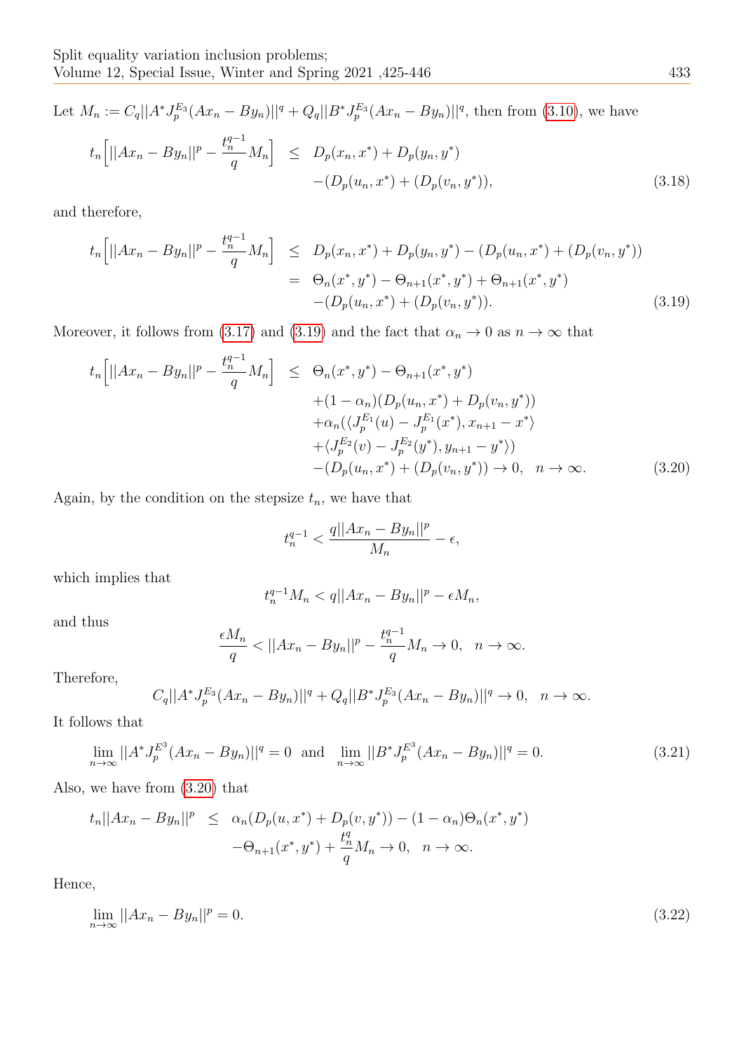Let $M_n := C_q||A^*J_p^{E_3}(Ax_n - By_n)||^q + Q_q||B^*J_p^{E_3}(Ax_n - By_n)||^q$, then from (3.10), we have

$$
\begin{aligned}
t_n\Big[||Ax_n - By_n||^p - \frac{t_n^{q-1}}{q}M_n\Big] &\leq D_p(x_n, x^*) + D_p(y_n, y^*) \\
&\quad -(D_p(u_n, x^*) + (D_p(v_n, y^*)),
\end{aligned} \tag{3.18}
$$

and therefore,

$$
\begin{aligned}
t_n\Big[||Ax_n - By_n||^p - \frac{t_n^{q-1}}{q}M_n\Big] &\leq D_p(x_n, x^*) + D_p(y_n, y^*) - (D_p(u_n, x^*) + (D_p(v_n, y^*)) \\
&= \Theta_n(x^*, y^*) - \Theta_{n+1}(x^*, y^*) + \Theta_{n+1}(x^*, y^*) \\
&\quad -(D_p(u_n, x^*) + (D_p(v_n, y^*)).
\end{aligned} \tag{3.19}
$$

Moreover, it follows from (3.17) and (3.19) and the fact that $\alpha_n \to 0$ as $n \to \infty$ that

$$
\begin{aligned}
t_n\Big[||Ax_n - By_n||^p - \frac{t_n^{q-1}}{q}M_n\Big] &\leq \Theta_n(x^*, y^*) - \Theta_{n+1}(x^*, y^*) \\
&\quad +(1-\alpha_n)(D_p(u_n, x^*) + D_p(v_n, y^*)) \\
&\quad +\alpha_n(\langle J_p^{E_1}(u) - J_p^{E_1}(x^*), x_{n+1} - x^*\rangle \\
&\quad +\langle J_p^{E_2}(v) - J_p^{E_2}(y^*), y_{n+1} - y^*\rangle) \\
&\quad -(D_p(u_n, x^*) + (D_p(v_n, y^*)) \to 0, \quad n \to \infty.
\end{aligned} \tag{3.20}
$$

Again, by the condition on the stepsize $t_n$, we have that

$$
t_n^{q-1} < \frac{q||Ax_n - By_n||^p}{M_n} - \epsilon,
$$

which implies that

$$
t_n^{q-1}M_n < q||Ax_n - By_n||^p - \epsilon M_n,
$$

and thus

$$
\frac{\epsilon M_n}{q} < ||Ax_n - By_n||^p - \frac{t_n^{q-1}}{q}M_n \to 0, \quad n \to \infty.
$$

Therefore,

$$
C_q||A^*J_p^{E_3}(Ax_n - By_n)||^q + Q_q||B^*J_p^{E_3}(Ax_n - By_n)||^q \to 0, \quad n \to \infty.
$$

It follows that

$$
\lim_{n\to\infty} ||A^*J_p^{E^3}(Ax_n - By_n)||^q = 0 \text{ and } \lim_{n\to\infty} ||B^*J_p^{E^3}(Ax_n - By_n)||^q = 0. \tag{3.21}
$$

Also, we have from (3.20) that

$$
\begin{aligned}
t_n||Ax_n - By_n||^p &\leq \alpha_n(D_p(u, x^*) + D_p(v, y^*)) - (1-\alpha_n)\Theta_n(x^*, y^*) \\
&\quad -\Theta_{n+1}(x^*, y^*) + \frac{t_n^q}{q}M_n \to 0, \quad n \to \infty.
\end{aligned}
$$

Hence,

$$
\lim_{n\to\infty} ||Ax_n - By_n||^p = 0. \tag{3.22}
$$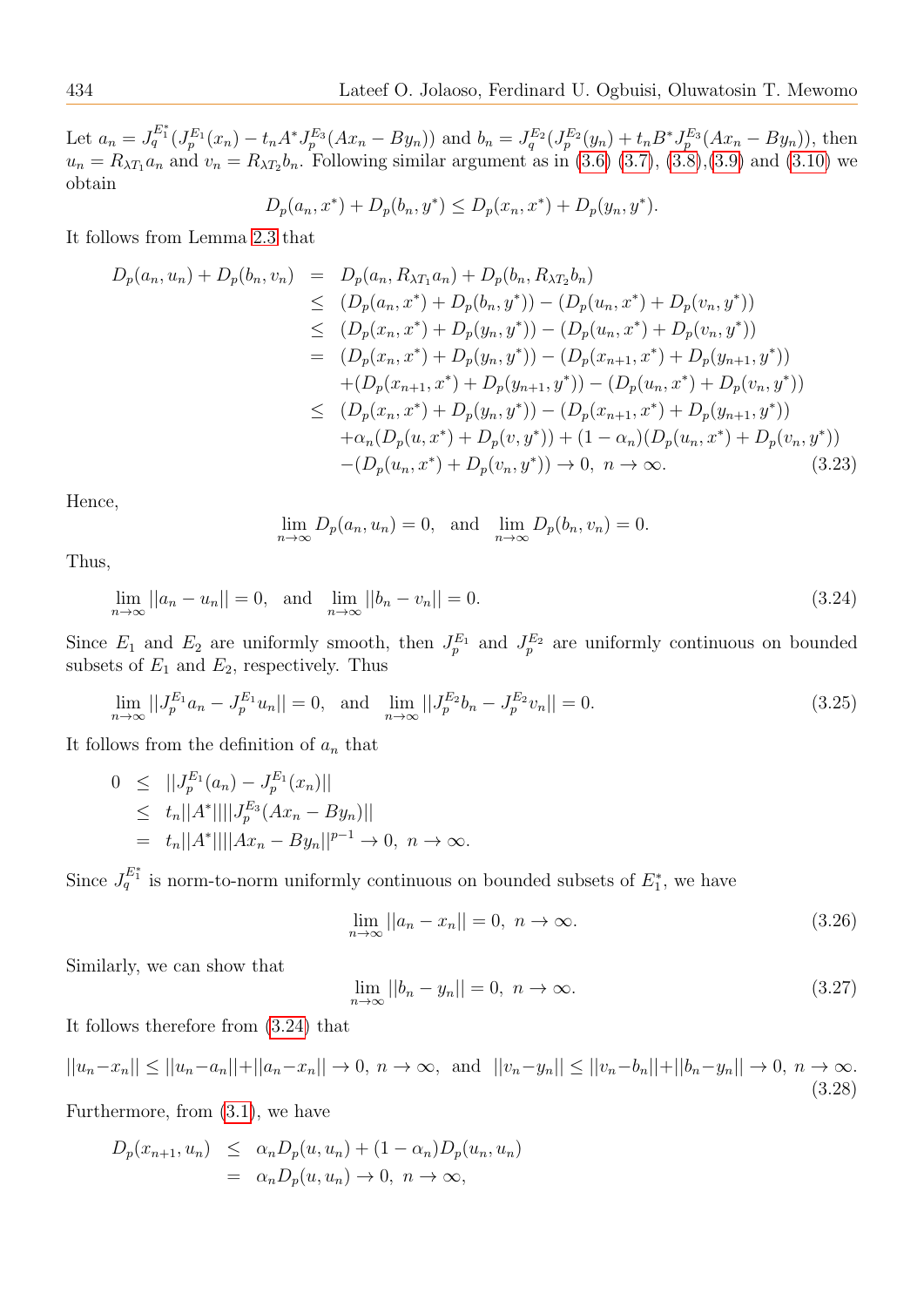Let $a_n = J_q^{E_1^*}(J_p^{E_1}(x_n) - t_n A^* J_p^{E_3}(Ax_n - By_n))$ and $b_n = J_q^{E_2}(J_p^{E_2}(y_n) + t_n B^* J_p^{E_3}(Ax_n - By_n))$, then $u_n = R_{\lambda T_1} a_n$ and $v_n = R_{\lambda T_2} b_n$. Following similar argument as in (3.6) (3.7), (3.8),(3.9) and (3.10) we obtain

$$D_p(a_n, x^*) + D_p(b_n, y^*) \leq D_p(x_n, x^*) + D_p(y_n, y^*).$$

It follows from Lemma 2.3 that

$$\begin{aligned}
D_p(a_n, u_n) + D_p(b_n, v_n) &= D_p(a_n, R_{\lambda T_1} a_n) + D_p(b_n, R_{\lambda T_2} b_n) \\
&\leq (D_p(a_n, x^*) + D_p(b_n, y^*)) - (D_p(u_n, x^*) + D_p(v_n, y^*)) \\
&\leq (D_p(x_n, x^*) + D_p(y_n, y^*)) - (D_p(u_n, x^*) + D_p(v_n, y^*)) \\
&= (D_p(x_n, x^*) + D_p(y_n, y^*)) - (D_p(x_{n+1}, x^*) + D_p(y_{n+1}, y^*)) \\
&\quad + (D_p(x_{n+1}, x^*) + D_p(y_{n+1}, y^*)) - (D_p(u_n, x^*) + D_p(v_n, y^*)) \\
&\leq (D_p(x_n, x^*) + D_p(y_n, y^*)) - (D_p(x_{n+1}, x^*) + D_p(y_{n+1}, y^*)) \\
&\quad + \alpha_n(D_p(u, x^*) + D_p(v, y^*)) + (1-\alpha_n)(D_p(u_n, x^*) + D_p(v_n, y^*)) \\
&\quad - (D_p(u_n, x^*) + D_p(v_n, y^*)) \to 0, \ n \to \infty. 
\end{aligned} \tag{3.23}$$

Hence,

$$\lim_{n\to\infty} D_p(a_n, u_n) = 0, \quad \text{and} \quad \lim_{n\to\infty} D_p(b_n, v_n) = 0.$$

Thus,

$$\lim_{n\to\infty} ||a_n - u_n|| = 0, \quad \text{and} \quad \lim_{n\to\infty} ||b_n - v_n|| = 0. \tag{3.24}$$

Since $E_1$ and $E_2$ are uniformly smooth, then $J_p^{E_1}$ and $J_p^{E_2}$ are uniformly continuous on bounded subsets of $E_1$ and $E_2$, respectively. Thus

$$\lim_{n\to\infty} ||J_p^{E_1} a_n - J_p^{E_1} u_n|| = 0, \quad \text{and} \quad \lim_{n\to\infty} ||J_p^{E_2} b_n - J_p^{E_2} v_n|| = 0. \tag{3.25}$$

It follows from the definition of $a_n$ that

$$\begin{aligned}
0 &\leq ||J_p^{E_1}(a_n) - J_p^{E_1}(x_n)|| \\
&\leq t_n ||A^*|| ||J_p^{E_3}(Ax_n - By_n)|| \\
&= t_n ||A^*|| ||Ax_n - By_n||^{p-1} \to 0, \ n \to \infty.
\end{aligned}$$

Since $J_q^{E_1^*}$ is norm-to-norm uniformly continuous on bounded subsets of $E_1^*$, we have

$$\lim_{n\to\infty} ||a_n - x_n|| = 0, \ n \to \infty. \tag{3.26}$$

Similarly, we can show that

$$\lim_{n\to\infty} ||b_n - y_n|| = 0, \ n \to \infty. \tag{3.27}$$

It follows therefore from (3.24) that

$$||u_n - x_n|| \leq ||u_n - a_n|| + ||a_n - x_n|| \to 0, \ n \to \infty, \ \text{and} \ ||v_n - y_n|| \leq ||v_n - b_n|| + ||b_n - y_n|| \to 0, \ n \to \infty. \tag{3.28}$$

Furthermore, from (3.1), we have

$$\begin{aligned}
D_p(x_{n+1}, u_n) &\leq \alpha_n D_p(u, u_n) + (1-\alpha_n) D_p(u_n, u_n) \\
&= \alpha_n D_p(u, u_n) \to 0, \ n \to \infty,
\end{aligned}$$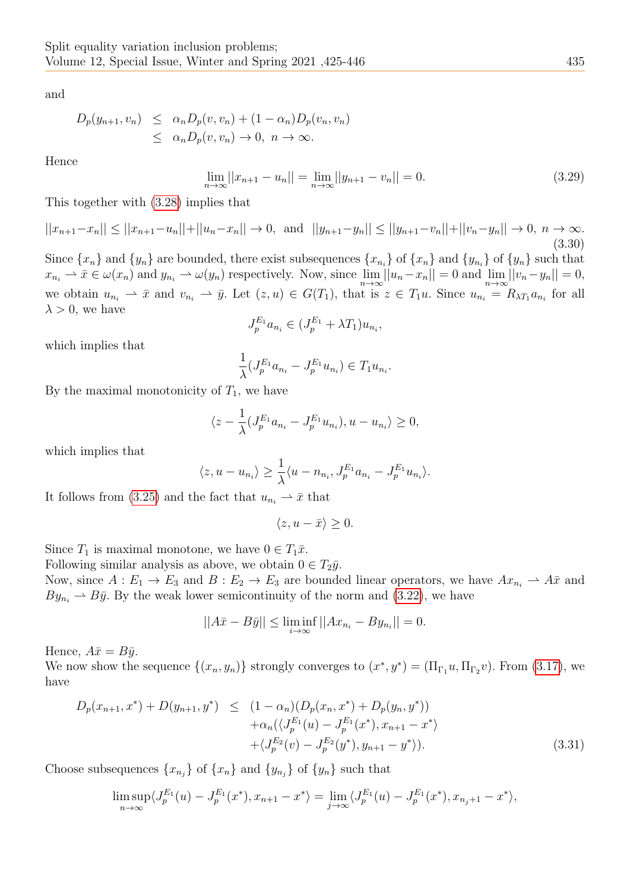and

$$
\begin{aligned}
D_p(y_{n+1}, v_n) &\leq \alpha_n D_p(v, v_n) + (1-\alpha_n) D_p(v_n, v_n) \\
&\leq \alpha_n D_p(v, v_n) \to 0, \ n \to \infty.
\end{aligned}
$$

Hence

$$
\lim_{n\to\infty} ||x_{n+1} - u_n|| = \lim_{n\to\infty} ||y_{n+1} - v_n|| = 0. \tag{3.29}
$$

This together with (3.28) implies that

$$
||x_{n+1}-x_n|| \leq ||x_{n+1}-u_n|| + ||u_n - x_n|| \to 0, \ \text{ and } \ ||y_{n+1}-y_n|| \leq ||y_{n+1}-v_n|| + ||v_n - y_n|| \to 0, \ n \to \infty. \tag{3.30}
$$

Since $\{x_n\}$ and $\{y_n\}$ are bounded, there exist subsequences $\{x_{n_i}\}$ of $\{x_n\}$ and $\{y_{n_i}\}$ of $\{y_n\}$ such that $x_{n_i} \rightharpoonup \bar{x} \in \omega(x_n)$ and $y_{n_i} \rightharpoonup \omega(y_n)$ respectively. Now, since $\lim_{n\to\infty} ||u_n - x_n|| = 0$ and $\lim_{n\to\infty} ||v_n - y_n|| = 0$, we obtain $u_{n_i} \rightharpoonup \bar{x}$ and $v_{n_i} \rightharpoonup \bar{y}$. Let $(z, u) \in G(T_1)$, that is $z \in T_1 u$. Since $u_{n_i} = R_{\lambda T_1} a_{n_i}$ for all $\lambda > 0$, we have

$$
J_p^{E_1} a_{n_i} \in (J_p^{E_1} + \lambda T_1) u_{n_i},
$$

which implies that

$$
\frac{1}{\lambda}(J_p^{E_1} a_{n_i} - J_p^{E_1} u_{n_i}) \in T_1 u_{n_i}.
$$

By the maximal monotonicity of $T_1$, we have

$$
\langle z - \frac{1}{\lambda}(J_p^{E_1} a_{n_i} - J_p^{E_1} u_{n_i}), u - u_{n_i} \rangle \geq 0,
$$

which implies that

$$
\langle z, u - u_{n_i} \rangle \geq \frac{1}{\lambda} \langle u - n_{n_i}, J_p^{E_1} a_{n_i} - J_p^{E_1} u_{n_i} \rangle.
$$

It follows from (3.25) and the fact that $u_{n_i} \rightharpoonup \bar{x}$ that

$$
\langle z, u - \bar{x} \rangle \geq 0.
$$

Since $T_1$ is maximal monotone, we have $0 \in T_1 \bar{x}$.
Following similar analysis as above, we obtain $0 \in T_2 \bar{y}$.
Now, since $A : E_1 \to E_3$ and $B : E_2 \to E_3$ are bounded linear operators, we have $Ax_{n_i} \rightharpoonup A\bar{x}$ and $By_{n_i} \rightharpoonup B\bar{y}$. By the weak lower semicontinuity of the norm and (3.22), we have

$$
||A\bar{x} - B\bar{y}|| \leq \liminf_{i\to\infty} ||Ax_{n_i} - By_{n_i}|| = 0.
$$

Hence, $A\bar{x} = B\bar{y}$.
We now show the sequence $\{(x_n, y_n)\}$ strongly converges to $(x^*, y^*) = (\Pi_{\Gamma_1} u, \Pi_{\Gamma_2} v)$. From (3.17), we have

$$
\begin{aligned}
D_p(x_{n+1}, x^*) + D(y_{n+1}, y^*) &\leq (1-\alpha_n)(D_p(x_n, x^*) + D_p(y_n, y^*)) \\
&\quad + \alpha_n (\langle J_p^{E_1}(u) - J_p^{E_1}(x^*), x_{n+1} - x^* \rangle \\
&\quad + \langle J_p^{E_2}(v) - J_p^{E_2}(y^*), y_{n+1} - y^* \rangle).
\end{aligned} \tag{3.31}
$$

Choose subsequences $\{x_{n_j}\}$ of $\{x_n\}$ and $\{y_{n_j}\}$ of $\{y_n\}$ such that

$$
\limsup_{n\to\infty} \langle J_p^{E_1}(u) - J_p^{E_1}(x^*), x_{n+1} - x^* \rangle = \lim_{j\to\infty} \langle J_p^{E_1}(u) - J_p^{E_1}(x^*), x_{n_j+1} - x^* \rangle,
$$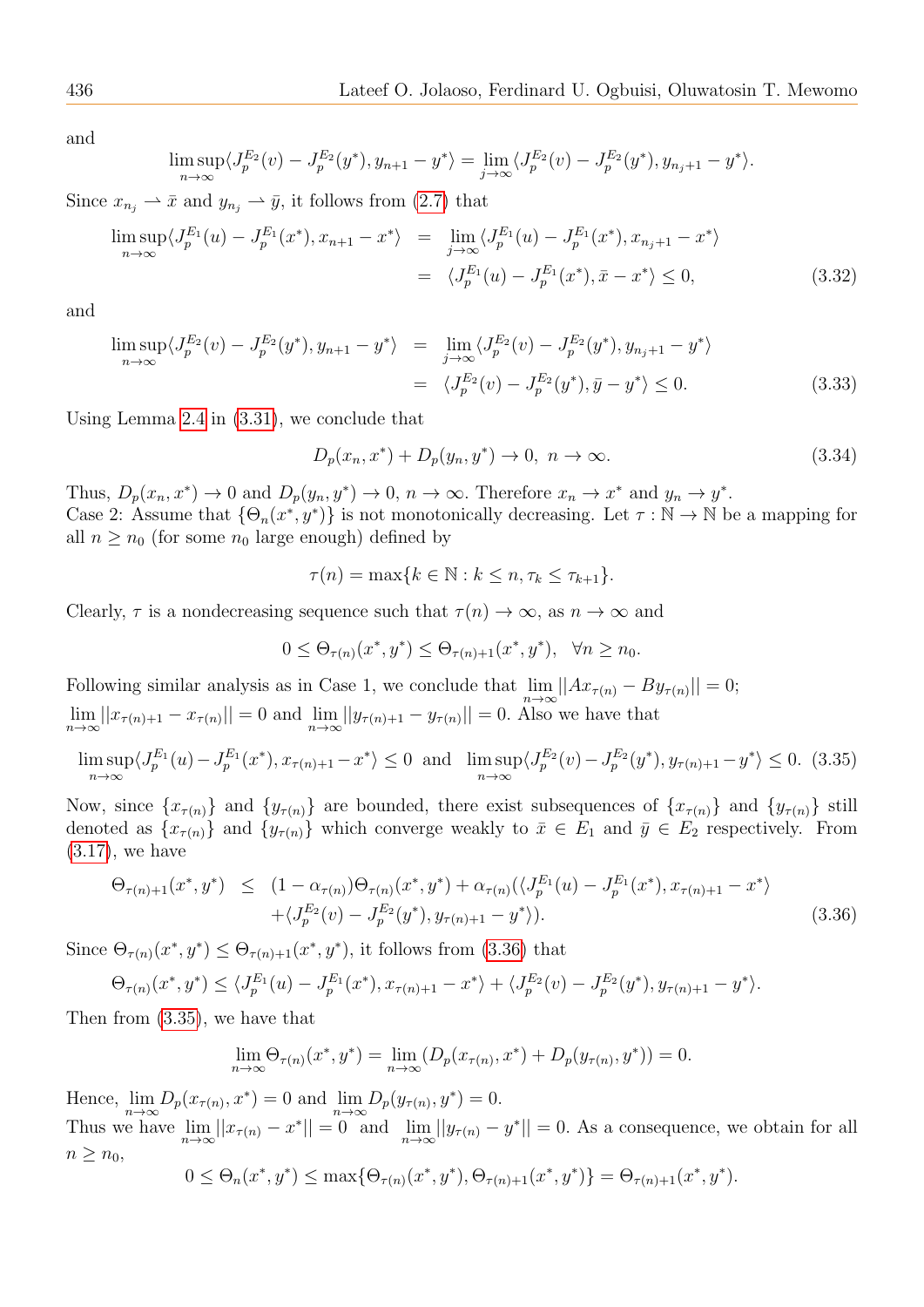and

$$\limsup_{n\to\infty}\langle J_p^{E_2}(v) - J_p^{E_2}(y^*), y_{n+1} - y^*\rangle = \lim_{j\to\infty}\langle J_p^{E_2}(v) - J_p^{E_2}(y^*), y_{n_j+1} - y^*\rangle.$$

Since $x_{n_j} \rightharpoonup \bar{x}$ and $y_{n_j} \rightharpoonup \bar{y}$, it follows from (2.7) that

$$\begin{aligned}\limsup_{n\to\infty}\langle J_p^{E_1}(u) - J_p^{E_1}(x^*), x_{n+1} - x^*\rangle &= \lim_{j\to\infty}\langle J_p^{E_1}(u) - J_p^{E_1}(x^*), x_{n_j+1} - x^*\rangle \\ &= \langle J_p^{E_1}(u) - J_p^{E_1}(x^*), \bar{x} - x^*\rangle \leq 0, \end{aligned} \tag{3.32}$$

and

$$\begin{aligned}\limsup_{n\to\infty}\langle J_p^{E_2}(v) - J_p^{E_2}(y^*), y_{n+1} - y^*\rangle &= \lim_{j\to\infty}\langle J_p^{E_2}(v) - J_p^{E_2}(y^*), y_{n_j+1} - y^*\rangle \\ &= \langle J_p^{E_2}(v) - J_p^{E_2}(y^*), \bar{y} - y^*\rangle \leq 0. \end{aligned} \tag{3.33}$$

Using Lemma 2.4 in (3.31), we conclude that

$$D_p(x_n, x^*) + D_p(y_n, y^*) \to 0, \ n \to \infty. \tag{3.34}$$

Thus, $D_p(x_n, x^*) \to 0$ and $D_p(y_n, y^*) \to 0$, $n \to \infty$. Therefore $x_n \to x^*$ and $y_n \to y^*$.
Case 2: Assume that $\{\Theta_n(x^*, y^*)\}$ is not monotonically decreasing. Let $\tau : \mathbb{N} \to \mathbb{N}$ be a mapping for all $n \geq n_0$ (for some $n_0$ large enough) defined by

$$\tau(n) = \max\{k \in \mathbb{N} : k \leq n, \tau_k \leq \tau_{k+1}\}.$$

Clearly, $\tau$ is a nondecreasing sequence such that $\tau(n) \to \infty$, as $n \to \infty$ and

$$0 \leq \Theta_{\tau(n)}(x^*, y^*) \leq \Theta_{\tau(n)+1}(x^*, y^*), \quad \forall n \geq n_0.$$

Following similar analysis as in Case 1, we conclude that $\lim_{n\to\infty}||Ax_{\tau(n)} - By_{\tau(n)}|| = 0$; $\lim_{n\to\infty}||x_{\tau(n)+1} - x_{\tau(n)}|| = 0$ and $\lim_{n\to\infty}||y_{\tau(n)+1} - y_{\tau(n)}|| = 0$. Also we have that

$$\limsup_{n\to\infty}\langle J_p^{E_1}(u) - J_p^{E_1}(x^*), x_{\tau(n)+1} - x^*\rangle \leq 0 \ \text{ and } \ \limsup_{n\to\infty}\langle J_p^{E_2}(v) - J_p^{E_2}(y^*), y_{\tau(n)+1} - y^*\rangle \leq 0. \tag{3.35}$$

Now, since $\{x_{\tau(n)}\}$ and $\{y_{\tau(n)}\}$ are bounded, there exist subsequences of $\{x_{\tau(n)}\}$ and $\{y_{\tau(n)}\}$ still denoted as $\{x_{\tau(n)}\}$ and $\{y_{\tau(n)}\}$ which converge weakly to $\bar{x} \in E_1$ and $\bar{y} \in E_2$ respectively. From (3.17), we have

$$\begin{aligned}\Theta_{\tau(n)+1}(x^*, y^*) \leq\ & (1 - \alpha_{\tau(n)})\Theta_{\tau(n)}(x^*, y^*) + \alpha_{\tau(n)}(\langle J_p^{E_1}(u) - J_p^{E_1}(x^*), x_{\tau(n)+1} - x^*\rangle \\ & + \langle J_p^{E_2}(v) - J_p^{E_2}(y^*), y_{\tau(n)+1} - y^*\rangle). \end{aligned} \tag{3.36}$$

Since $\Theta_{\tau(n)}(x^*, y^*) \leq \Theta_{\tau(n)+1}(x^*, y^*)$, it follows from (3.36) that

$$\Theta_{\tau(n)}(x^*, y^*) \leq \langle J_p^{E_1}(u) - J_p^{E_1}(x^*), x_{\tau(n)+1} - x^*\rangle + \langle J_p^{E_2}(v) - J_p^{E_2}(y^*), y_{\tau(n)+1} - y^*\rangle.$$

Then from (3.35), we have that

$$\lim_{n\to\infty}\Theta_{\tau(n)}(x^*, y^*) = \lim_{n\to\infty}(D_p(x_{\tau(n)}, x^*) + D_p(y_{\tau(n)}, y^*)) = 0.$$

Hence, $\lim_{n\to\infty} D_p(x_{\tau(n)}, x^*) = 0$ and $\lim_{n\to\infty} D_p(y_{\tau(n)}, y^*) = 0$.
Thus we have $\lim_{n\to\infty}||x_{\tau(n)} - x^*|| = 0$ and $\lim_{n\to\infty}||y_{\tau(n)} - y^*|| = 0$. As a consequence, we obtain for all $n \geq n_0$,

$$0 \leq \Theta_n(x^*, y^*) \leq \max\{\Theta_{\tau(n)}(x^*, y^*), \Theta_{\tau(n)+1}(x^*, y^*)\} = \Theta_{\tau(n)+1}(x^*, y^*).$$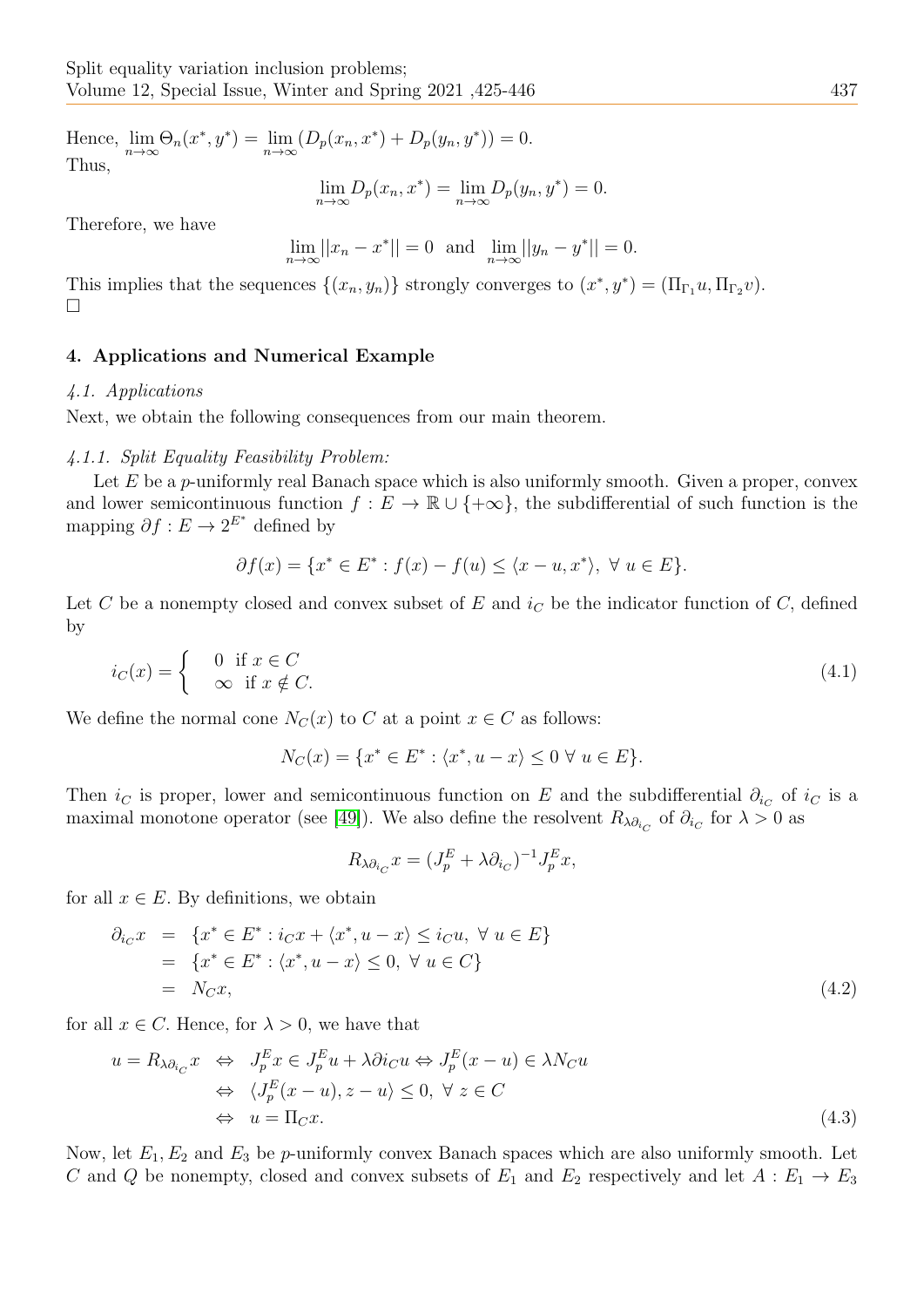Hence, $\lim_{n\to\infty} \Theta_n(x^*, y^*) = \lim_{n\to\infty} (D_p(x_n, x^*) + D_p(y_n, y^*)) = 0$.
Thus,

$$\lim_{n\to\infty} D_p(x_n, x^*) = \lim_{n\to\infty} D_p(y_n, y^*) = 0.$$

Therefore, we have

$$\lim_{n\to\infty} ||x_n - x^*|| = 0 \text{ and } \lim_{n\to\infty} ||y_n - y^*|| = 0.$$

This implies that the sequences $\{(x_n, y_n)\}$ strongly converges to $(x^*, y^*) = (\Pi_{\Gamma_1} u, \Pi_{\Gamma_2} v)$.
□

## 4. Applications and Numerical Example

### *4.1. Applications*

Next, we obtain the following consequences from our main theorem.

#### *4.1.1. Split Equality Feasibility Problem:*

Let $E$ be a $p$-uniformly real Banach space which is also uniformly smooth. Given a proper, convex and lower semicontinuous function $f : E \to \mathbb{R} \cup \{+\infty\}$, the subdifferential of such function is the mapping $\partial f : E \to 2^{E^*}$ defined by

$$\partial f(x) = \{x^* \in E^* : f(x) - f(u) \le \langle x - u, x^* \rangle, \ \forall \ u \in E\}.$$

Let $C$ be a nonempty closed and convex subset of $E$ and $i_C$ be the indicator function of $C$, defined by

$$i_C(x) = \begin{cases} 0 & \text{if } x \in C \\ \infty & \text{if } x \notin C. \end{cases} \tag{4.1}$$

We define the normal cone $N_C(x)$ to $C$ at a point $x \in C$ as follows:

$$N_C(x) = \{x^* \in E^* : \langle x^*, u - x \rangle \le 0 \ \forall \ u \in E\}.$$

Then $i_C$ is proper, lower and semicontinuous function on $E$ and the subdifferential $\partial_{i_C}$ of $i_C$ is a maximal monotone operator (see [49]). We also define the resolvent $R_{\lambda \partial_{i_C}}$ of $\partial_{i_C}$ for $\lambda > 0$ as

$$R_{\lambda \partial_{i_C}} x = (J_p^E + \lambda \partial_{i_C})^{-1} J_p^E x,$$

for all $x \in E$. By definitions, we obtain

$$\begin{aligned} \partial_{i_C} x &= \{x^* \in E^* : i_C x + \langle x^*, u - x \rangle \le i_C u, \ \forall \ u \in E\} \\ &= \{x^* \in E^* : \langle x^*, u - x \rangle \le 0, \ \forall \ u \in C\} \\ &= N_C x, \end{aligned} \tag{4.2}$$

for all $x \in C$. Hence, for $\lambda > 0$, we have that

$$\begin{aligned} u = R_{\lambda \partial_{i_C}} x &\Leftrightarrow J_p^E x \in J_p^E u + \lambda \partial i_C u \Leftrightarrow J_p^E (x - u) \in \lambda N_C u \\ &\Leftrightarrow \langle J_p^E (x - u), z - u \rangle \le 0, \ \forall \ z \in C \\ &\Leftrightarrow u = \Pi_C x. \end{aligned} \tag{4.3}$$

Now, let $E_1, E_2$ and $E_3$ be $p$-uniformly convex Banach spaces which are also uniformly smooth. Let $C$ and $Q$ be nonempty, closed and convex subsets of $E_1$ and $E_2$ respectively and let $A : E_1 \to E_3$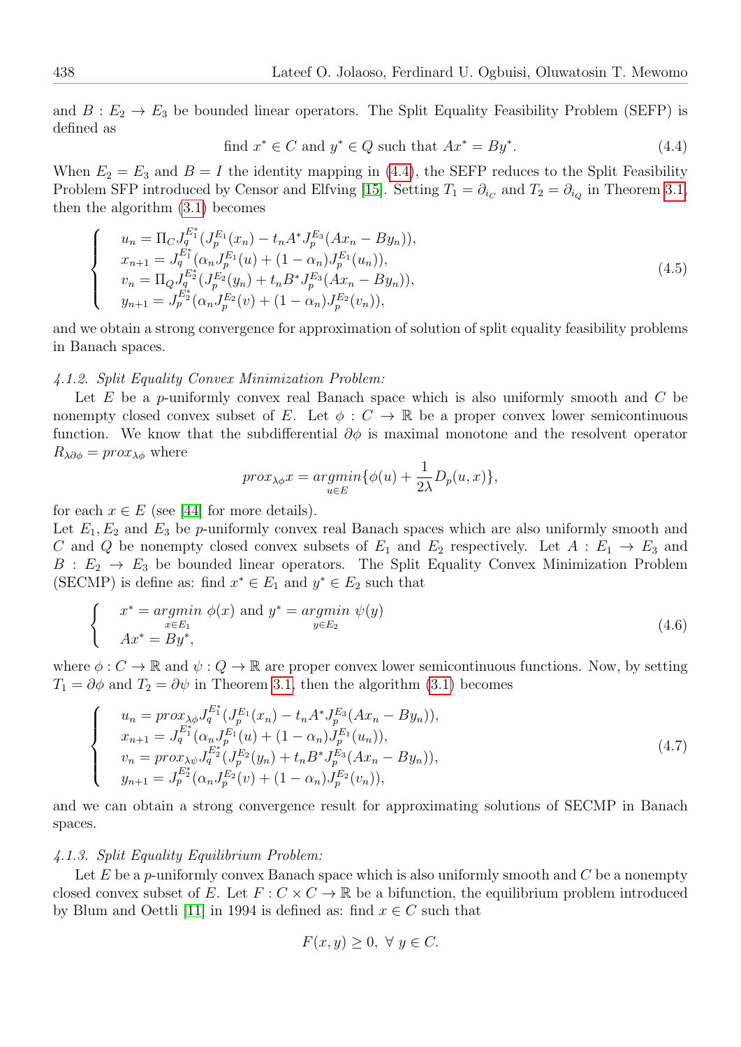and $B : E_2 \to E_3$ be bounded linear operators. The Split Equality Feasibility Problem (SEFP) is defined as

$$\text{find } x^* \in C \text{ and } y^* \in Q \text{ such that } Ax^* = By^*. \tag{4.4}$$

When $E_2 = E_3$ and $B = I$ the identity mapping in (4.4), the SEFP reduces to the Split Feasibility Problem SFP introduced by Censor and Elfving [15]. Setting $T_1 = \partial_{i_C}$ and $T_2 = \partial_{i_Q}$ in Theorem 3.1, then the algorithm (3.1) becomes

$$\begin{cases} u_n = \Pi_C J_q^{E_1^*}(J_p^{E_1}(x_n) - t_n A^* J_p^{E_3}(Ax_n - By_n)), \\ x_{n+1} = J_q^{E_1^*}(\alpha_n J_p^{E_1}(u) + (1-\alpha_n) J_p^{E_1}(u_n)), \\ v_n = \Pi_Q J_q^{E_2^*}(J_p^{E_2}(y_n) + t_n B^* J_p^{E_3}(Ax_n - By_n)), \\ y_{n+1} = J_p^{E_2^*}(\alpha_n J_p^{E_2}(v) + (1-\alpha_n) J_p^{E_2}(v_n)), \end{cases} \tag{4.5}$$

and we obtain a strong convergence for approximation of solution of split equality feasibility problems in Banach spaces.

*4.1.2. Split Equality Convex Minimization Problem:*

Let $E$ be a $p$-uniformly convex real Banach space which is also uniformly smooth and $C$ be nonempty closed convex subset of $E$. Let $\phi : C \to \mathbb{R}$ be a proper convex lower semicontinuous function. We know that the subdifferential $\partial\phi$ is maximal monotone and the resolvent operator $R_{\lambda\partial\phi} = prox_{\lambda\phi}$ where

$$prox_{\lambda\phi}x = \underset{u \in E}{argmin}\{\phi(u) + \frac{1}{2\lambda} D_p(u, x)\},$$

for each $x \in E$ (see [44] for more details).

Let $E_1, E_2$ and $E_3$ be $p$-uniformly convex real Banach spaces which are also uniformly smooth and $C$ and $Q$ be nonempty closed convex subsets of $E_1$ and $E_2$ respectively. Let $A : E_1 \to E_3$ and $B : E_2 \to E_3$ be bounded linear operators. The Split Equality Convex Minimization Problem (SECMP) is define as: find $x^* \in E_1$ and $y^* \in E_2$ such that

$$\begin{cases} x^* = \underset{x \in E_1}{argmin}\ \phi(x) \text{ and } y^* = \underset{y \in E_2}{argmin}\ \psi(y) \\ Ax^* = By^*, \end{cases} \tag{4.6}$$

where $\phi : C \to \mathbb{R}$ and $\psi : Q \to \mathbb{R}$ are proper convex lower semicontinuous functions. Now, by setting $T_1 = \partial\phi$ and $T_2 = \partial\psi$ in Theorem 3.1, then the algorithm (3.1) becomes

$$\begin{cases} u_n = prox_{\lambda\phi} J_q^{E_1^*}(J_p^{E_1}(x_n) - t_n A^* J_p^{E_3}(Ax_n - By_n)), \\ x_{n+1} = J_q^{E_1^*}(\alpha_n J_p^{E_1}(u) + (1-\alpha_n) J_p^{E_1}(u_n)), \\ v_n = prox_{\lambda\psi} J_q^{E_2^*}(J_p^{E_2}(y_n) + t_n B^* J_p^{E_3}(Ax_n - By_n)), \\ y_{n+1} = J_p^{E_2^*}(\alpha_n J_p^{E_2}(v) + (1-\alpha_n) J_p^{E_2}(v_n)), \end{cases} \tag{4.7}$$

and we can obtain a strong convergence result for approximating solutions of SECMP in Banach spaces.

*4.1.3. Split Equality Equilibrium Problem:*

Let $E$ be a $p$-uniformly convex Banach space which is also uniformly smooth and $C$ be a nonempty closed convex subset of $E$. Let $F : C \times C \to \mathbb{R}$ be a bifunction, the equilibrium problem introduced by Blum and Oettli [11] in 1994 is defined as: find $x \in C$ such that

$$F(x, y) \geq 0,\ \forall\ y \in C.$$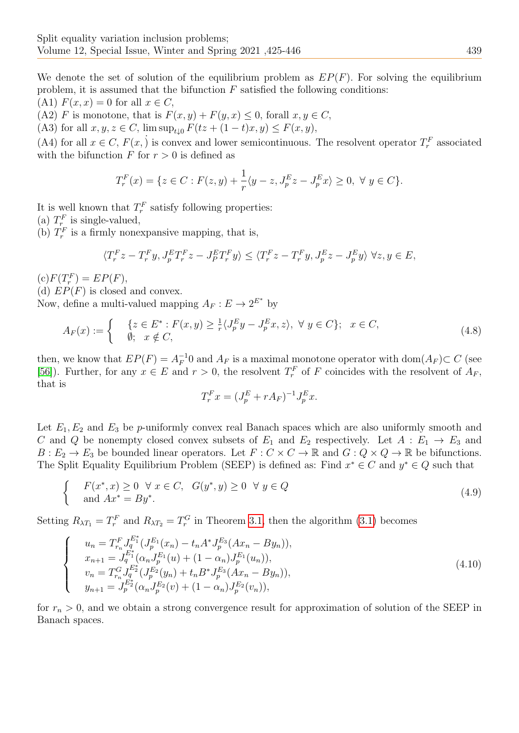We denote the set of solution of the equilibrium problem as $EP(F)$. For solving the equilibrium problem, it is assumed that the bifunction $F$ satisfied the following conditions:
(A1) $F(x,x) = 0$ for all $x \in C$,
(A2) $F$ is monotone, that is $F(x,y) + F(y,x) \leq 0$, forall $x, y \in C$,
(A3) for all $x, y, z \in C$, $\limsup_{t \downarrow 0} F(tz + (1-t)x, y) \leq F(x,y)$,
(A4) for all $x \in C$, $F(x, \dot{)}$ is convex and lower semicontinuous. The resolvent operator $T_r^F$ associated with the bifunction $F$ for $r > 0$ is defined as

$$T_r^F(x) = \{z \in C : F(z,y) + \frac{1}{r}\langle y - z, J_p^E z - J_p^E x\rangle \geq 0, \ \forall \ y \in C\}.$$

It is well known that $T_r^F$ satisfy following properties:
(a) $T_r^F$ is single-valued,
(b) $T_r^F$ is a firmly nonexpansive mapping, that is,

$$\langle T_r^F z - T_r^F y, J_p^E T_r^F z - J_P^E T_r^F y\rangle \leq \langle T_r^F z - T_r^F y, J_p^E z - J_p^E y\rangle \ \forall z, y \in E,$$

(c)$F(T_r^F) = EP(F)$,
(d) $EP(F)$ is closed and convex.
Now, define a multi-valued mapping $A_F : E \to 2^{E^*}$ by

$$A_F(x) := \begin{cases} \{z \in E^* : F(x,y) \geq \frac{1}{r}\langle J_p^E y - J_p^E x, z\rangle, \ \forall \ y \in C\}; & x \in C, \\ \emptyset; \ \ x \notin C, \end{cases} \tag{4.8}$$

then, we know that $EP(F) = A_F^{-1}0$ and $A_F$ is a maximal monotone operator with dom$(A_F) \subset C$ (see [56]). Further, for any $x \in E$ and $r > 0$, the resolvent $T_r^F$ of $F$ coincides with the resolvent of $A_F$, that is

$$T_r^F x = (J_p^E + rA_F)^{-1} J_p^E x.$$

Let $E_1, E_2$ and $E_3$ be $p$-uniformly convex real Banach spaces which are also uniformly smooth and $C$ and $Q$ be nonempty closed convex subsets of $E_1$ and $E_2$ respectively. Let $A : E_1 \to E_3$ and $B : E_2 \to E_3$ be bounded linear operators. Let $F : C \times C \to \mathbb{R}$ and $G : Q \times Q \to \mathbb{R}$ be bifunctions. The Split Equality Equilibrium Problem (SEEP) is defined as: Find $x^* \in C$ and $y^* \in Q$ such that

$$\begin{cases} F(x^*, x) \geq 0 \ \ \forall \ x \in C, \ \ G(y^*, y) \geq 0 \ \ \forall \ y \in Q \\ \text{and } Ax^* = By^*. \end{cases} \tag{4.9}$$

Setting $R_{\lambda T_1} = T_r^F$ and $R_{\lambda T_2} = T_r^G$ in Theorem 3.1, then the algorithm (3.1) becomes

$$\begin{cases} u_n = T_{r_n}^F J_q^{E_1^*}(J_p^{E_1}(x_n) - t_n A^* J_p^{E_3}(Ax_n - By_n)), \\ x_{n+1} = J_q^{E_1^*}(\alpha_n J_p^{E_1}(u) + (1-\alpha_n) J_p^{E_1}(u_n)), \\ v_n = T_{r_n}^G J_q^{E_2^*}(J_p^{E_2}(y_n) + t_n B^* J_p^{E_3}(Ax_n - By_n)), \\ y_{n+1} = J_p^{E_2^*}(\alpha_n J_p^{E_2}(v) + (1-\alpha_n) J_p^{E_2}(v_n)), \end{cases} \tag{4.10}$$

for $r_n > 0$, and we obtain a strong convergence result for approximation of solution of the SEEP in Banach spaces.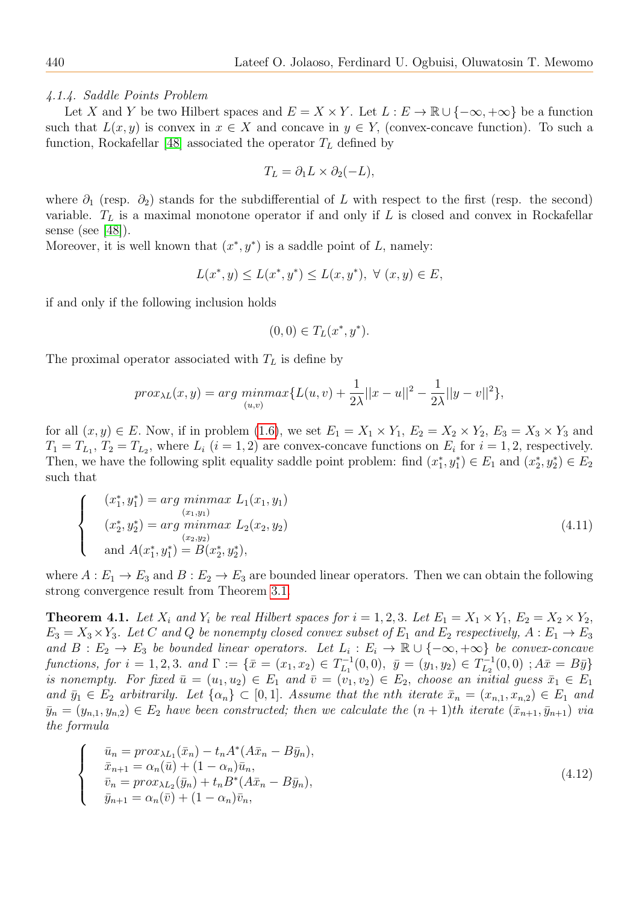*4.1.4. Saddle Points Problem*

Let $X$ and $Y$ be two Hilbert spaces and $E = X \times Y$. Let $L : E \to \mathbb{R} \cup \{-\infty, +\infty\}$ be a function such that $L(x, y)$ is convex in $x \in X$ and concave in $y \in Y$, (convex-concave function). To such a function, Rockafellar [48] associated the operator $T_L$ defined by

$$T_L = \partial_1 L \times \partial_2(-L),$$

where $\partial_1$ (resp. $\partial_2$) stands for the subdifferential of $L$ with respect to the first (resp. the second) variable. $T_L$ is a maximal monotone operator if and only if $L$ is closed and convex in Rockafellar sense (see [48]).

Moreover, it is well known that $(x^*, y^*)$ is a saddle point of $L$, namely:

$$L(x^*, y) \leq L(x^*, y^*) \leq L(x, y^*), \ \forall \ (x, y) \in E,$$

if and only if the following inclusion holds

$$(0, 0) \in T_L(x^*, y^*).$$

The proximal operator associated with $T_L$ is define by

$$prox_{\lambda L}(x, y) = arg \ \underset{(u,v)}{minmax}\{L(u, v) + \frac{1}{2\lambda}||x - u||^2 - \frac{1}{2\lambda}||y - v||^2\},$$

for all $(x, y) \in E$. Now, if in problem (1.6), we set $E_1 = X_1 \times Y_1$, $E_2 = X_2 \times Y_2$, $E_3 = X_3 \times Y_3$ and $T_1 = T_{L_1}$, $T_2 = T_{L_2}$, where $L_i$ $(i = 1, 2)$ are convex-concave functions on $E_i$ for $i = 1, 2$, respectively. Then, we have the following split equality saddle point problem: find $(x_1^*, y_1^*) \in E_1$ and $(x_2^*, y_2^*) \in E_2$ such that

$$\begin{cases} (x_1^*, y_1^*) = arg \ \underset{(x_1,y_1)}{minmax} \ L_1(x_1, y_1) \\ (x_2^*, y_2^*) = arg \ \underset{(x_2,y_2)}{minmax} \ L_2(x_2, y_2) \\ \text{and } A(x_1^*, y_1^*) = B(x_2^*, y_2^*), \end{cases} \tag{4.11}$$

where $A : E_1 \to E_3$ and $B : E_2 \to E_3$ are bounded linear operators. Then we can obtain the following strong convergence result from Theorem 3.1.

**Theorem 4.1.** *Let $X_i$ and $Y_i$ be real Hilbert spaces for $i = 1, 2, 3$. Let $E_1 = X_1 \times Y_1$, $E_2 = X_2 \times Y_2$, $E_3 = X_3 \times Y_3$. Let $C$ and $Q$ be nonempty closed convex subset of $E_1$ and $E_2$ respectively, $A : E_1 \to E_3$ and $B : E_2 \to E_3$ be bounded linear operators. Let $L_i : E_i \to \mathbb{R} \cup \{-\infty, +\infty\}$ be convex-concave functions, for $i = 1, 2, 3$. and $\Gamma := \{\bar{x} = (x_1, x_2) \in T_{L_1}^{-1}(0, 0), \ \bar{y} = (y_1, y_2) \in T_{L_2}^{-1}(0, 0) \ ; A\bar{x} = B\bar{y}\}$ is nonempty. For fixed $\bar{u} = (u_1, u_2) \in E_1$ and $\bar{v} = (v_1, v_2) \in E_2$, choose an initial guess $\bar{x}_1 \in E_1$ and $\bar{y}_1 \in E_2$ arbitrarily. Let $\{\alpha_n\} \subset [0, 1]$. Assume that the nth iterate $\bar{x}_n = (x_{n,1}, x_{n,2}) \in E_1$ and $\bar{y}_n = (y_{n,1}, y_{n,2}) \in E_2$ have been constructed; then we calculate the $(n + 1)$th iterate $(\bar{x}_{n+1}, \bar{y}_{n+1})$ via the formula*

$$\begin{cases} \bar{u}_n = prox_{\lambda L_1}(\bar{x}_n) - t_n A^*(A\bar{x}_n - B\bar{y}_n), \\ \bar{x}_{n+1} = \alpha_n(\bar{u}) + (1 - \alpha_n)\bar{u}_n, \\ \bar{v}_n = prox_{\lambda L_2}(\bar{y}_n) + t_n B^*(A\bar{x}_n - B\bar{y}_n), \\ \bar{y}_{n+1} = \alpha_n(\bar{v}) + (1 - \alpha_n)\bar{v}_n, \end{cases} \tag{4.12}$$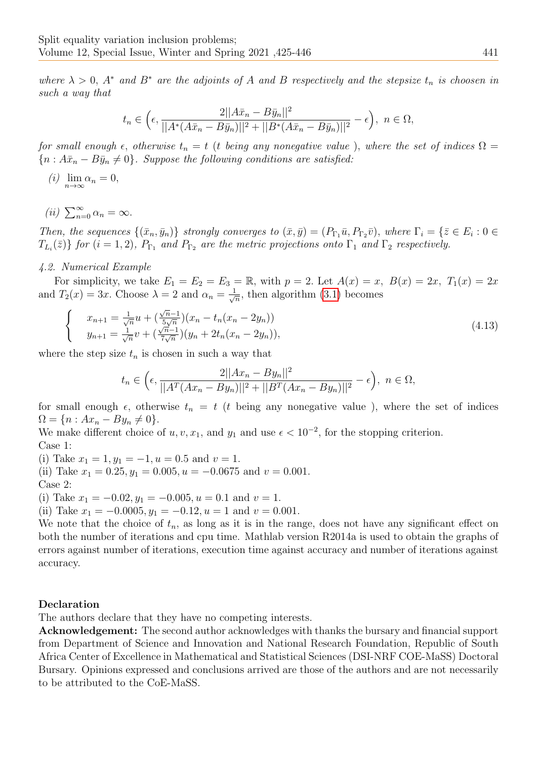*where $\lambda > 0$, $A^*$ and $B^*$ are the adjoints of $A$ and $B$ respectively and the stepsize $t_n$ is choosen in such a way that*

$$t_n \in \Big(\epsilon, \frac{2||A\bar{x}_n - B\bar{y}_n||^2}{||A^*(A\bar{x}_n - B\bar{y}_n)||^2 + ||B^*(A\bar{x}_n - B\bar{y}_n)||^2} - \epsilon\Big),\ n \in \Omega,$$

*for small enough $\epsilon$, otherwise $t_n = t$ ($t$ being any nonegative value ), where the set of indices $\Omega = \{n : A\bar{x}_n - B\bar{y}_n \neq 0\}$. Suppose the following conditions are satisfied:*

*(i)* $\lim_{n\to\infty} \alpha_n = 0$,

*(ii)* $\sum_{n=0}^{\infty} \alpha_n = \infty$.

*Then, the sequences $\{(\bar{x}_n, \bar{y}_n)\}$ strongly converges to $(\bar{x}, \bar{y}) = (P_{\Gamma_1}\bar{u}, P_{\Gamma_2}\bar{v})$, where $\Gamma_i = \{\bar{z} \in E_i : 0 \in T_{L_i}(\bar{z})\}$ for $(i = 1, 2)$, $P_{\Gamma_1}$ and $P_{\Gamma_2}$ are the metric projections onto $\Gamma_1$ and $\Gamma_2$ respectively.*

*4.2. Numerical Example*

For simplicity, we take $E_1 = E_2 = E_3 = \mathbb{R}$, with $p = 2$. Let $A(x) = x$, $B(x) = 2x$, $T_1(x) = 2x$ and $T_2(x) = 3x$. Choose $\lambda = 2$ and $\alpha_n = \frac{1}{\sqrt{n}}$, then algorithm (3.1) becomes

$$\begin{cases} x_{n+1} = \frac{1}{\sqrt{n}}u + (\frac{\sqrt{n}-1}{5\sqrt{n}})(x_n - t_n(x_n - 2y_n)) \\ y_{n+1} = \frac{1}{\sqrt{n}}v + (\frac{\sqrt{n}-1}{7\sqrt{n}})(y_n + 2t_n(x_n - 2y_n)), \end{cases} \tag{4.13}$$

where the step size $t_n$ is chosen in such a way that

$$t_n \in \Big(\epsilon, \frac{2||Ax_n - By_n||^2}{||A^T(Ax_n - By_n)||^2 + ||B^T(Ax_n - By_n)||^2} - \epsilon\Big),\ n \in \Omega,$$

for small enough $\epsilon$, otherwise $t_n = t$ ($t$ being any nonegative value ), where the set of indices $\Omega = \{n : Ax_n - By_n \neq 0\}$.

We make different choice of $u, v, x_1$, and $y_1$ and use $\epsilon < 10^{-2}$, for the stopping criterion.

Case 1:

(i) Take $x_1 = 1, y_1 = -1, u = 0.5$ and $v = 1$.

(ii) Take $x_1 = 0.25, y_1 = 0.005, u = -0.0675$ and $v = 0.001$.

Case 2:

(i) Take $x_1 = -0.02, y_1 = -0.005, u = 0.1$ and $v = 1$.

(ii) Take $x_1 = -0.0005, y_1 = -0.12, u = 1$ and $v = 0.001$.

We note that the choice of $t_n$, as long as it is in the range, does not have any significant effect on both the number of iterations and cpu time. Mathlab version R2014a is used to obtain the graphs of errors against number of iterations, execution time against accuracy and number of iterations against accuracy.

**Declaration**

The authors declare that they have no competing interests.

**Acknowledgement:** The second author acknowledges with thanks the bursary and financial support from Department of Science and Innovation and National Research Foundation, Republic of South Africa Center of Excellence in Mathematical and Statistical Sciences (DSI-NRF COE-MaSS) Doctoral Bursary. Opinions expressed and conclusions arrived are those of the authors and are not necessarily to be attributed to the CoE-MaSS.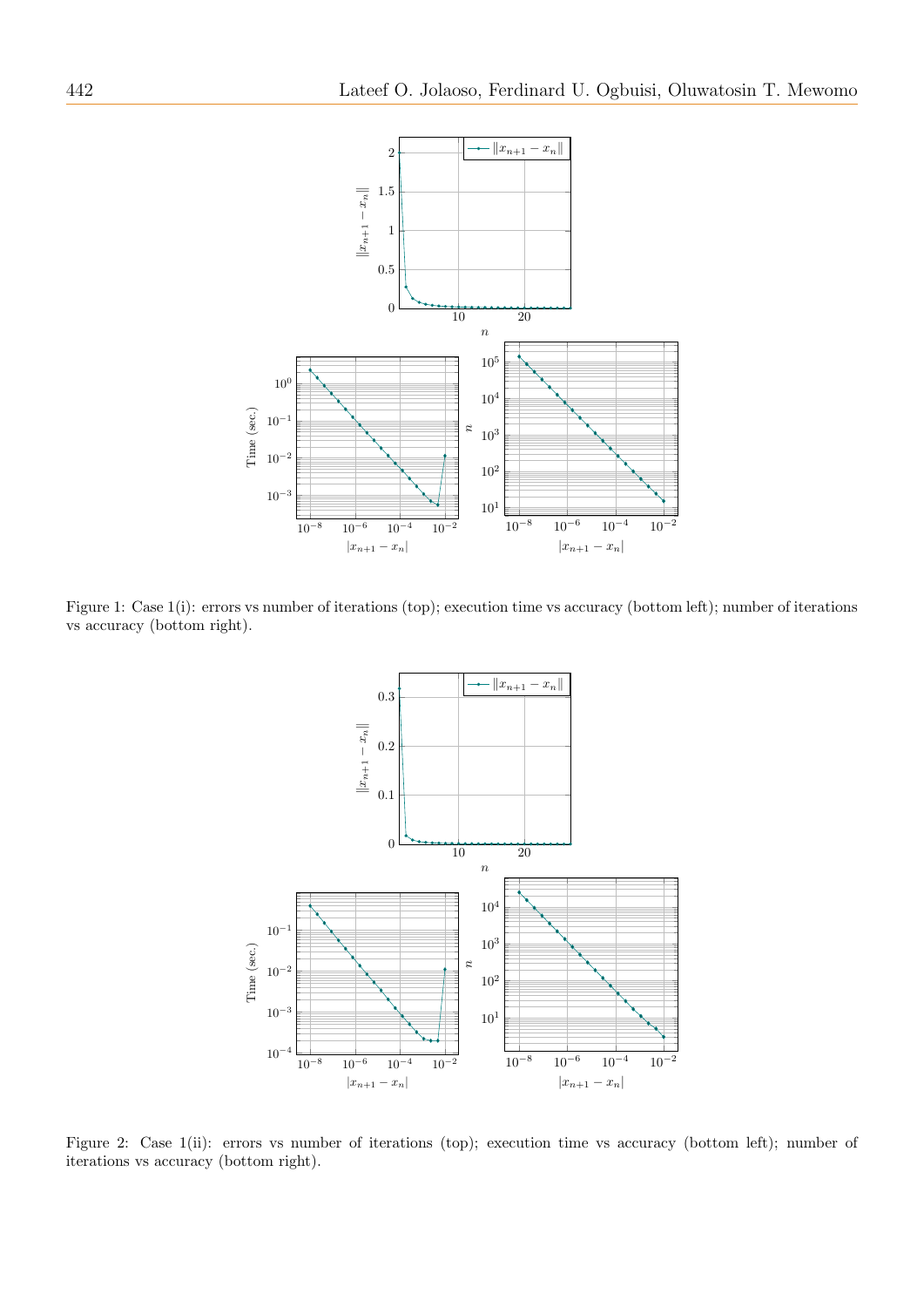Figure 1: Case 1(i): errors vs number of iterations (top); execution time vs accuracy (bottom left); number of iterations vs accuracy (bottom right).

Figure 2: Case 1(ii): errors vs number of iterations (top); execution time vs accuracy (bottom left); number of iterations vs accuracy (bottom right).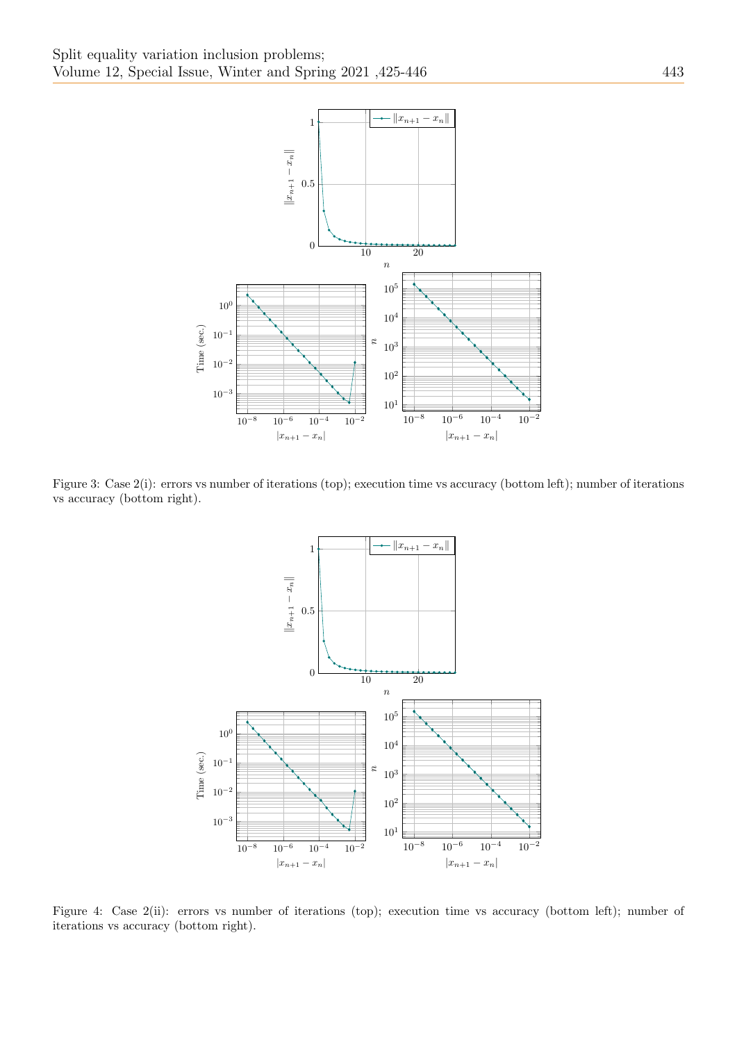Figure 3: Case 2(i): errors vs number of iterations (top); execution time vs accuracy (bottom left); number of iterations vs accuracy (bottom right).

Figure 4: Case 2(ii): errors vs number of iterations (top); execution time vs accuracy (bottom left); number of iterations vs accuracy (bottom right).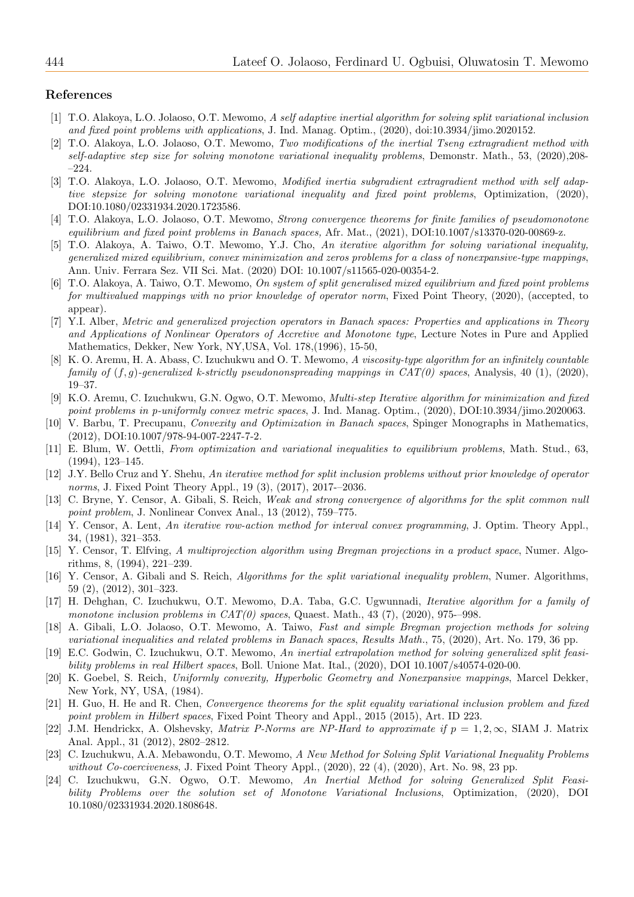## References

[1] T.O. Alakoya, L.O. Jolaoso, O.T. Mewomo, *A self adaptive inertial algorithm for solving split variational inclusion and fixed point problems with applications*, J. Ind. Manag. Optim., (2020), doi:10.3934/jimo.2020152.

[2] T.O. Alakoya, L.O. Jolaoso, O.T. Mewomo, *Two modifications of the inertial Tseng extragradient method with self-adaptive step size for solving monotone variational inequality problems*, Demonstr. Math., 53, (2020),208––224.

[3] T.O. Alakoya, L.O. Jolaoso, O.T. Mewomo, *Modified inertia subgradient extragradient method with self adaptive stepsize for solving monotone variational inequality and fixed point problems*, Optimization, (2020), DOI:10.1080/02331934.2020.1723586.

[4] T.O. Alakoya, L.O. Jolaoso, O.T. Mewomo, *Strong convergence theorems for finite families of pseudomonotone equilibrium and fixed point problems in Banach spaces,* Afr. Mat., (2021), DOI:10.1007/s13370-020-00869-z.

[5] T.O. Alakoya, A. Taiwo, O.T. Mewomo, Y.J. Cho, *An iterative algorithm for solving variational inequality, generalized mixed equilibrium, convex minimization and zeros problems for a class of nonexpansive-type mappings*, Ann. Univ. Ferrara Sez. VII Sci. Mat. (2020) DOI: 10.1007/s11565-020-00354-2.

[6] T.O. Alakoya, A. Taiwo, O.T. Mewomo, *On system of split generalised mixed equilibrium and fixed point problems for multivalued mappings with no prior knowledge of operator norm*, Fixed Point Theory, (2020), (accepted, to appear).

[7] Y.I. Alber, *Metric and generalized projection operators in Banach spaces: Properties and applications in Theory and Applications of Nonlinear Operators of Accretive and Monotone type*, Lecture Notes in Pure and Applied Mathematics, Dekker, New York, NY,USA, Vol. 178,(1996), 15-50,

[8] K. O. Aremu, H. A. Abass, C. Izuchukwu and O. T. Mewomo, *A viscosity-type algorithm for an infinitely countable family of $(f, g)$-generalized k-strictly pseudononspreading mappings in CAT(0) spaces*, Analysis, 40 (1), (2020), 19–37.

[9] K.O. Aremu, C. Izuchukwu, G.N. Ogwo, O.T. Mewomo, *Multi-step Iterative algorithm for minimization and fixed point problems in p-uniformly convex metric spaces*, J. Ind. Manag. Optim., (2020), DOI:10.3934/jimo.2020063.

[10] V. Barbu, T. Precupanu, *Convexity and Optimization in Banach spaces*, Spinger Monographs in Mathematics, (2012), DOI:10.1007/978-94-007-2247-7-2.

[11] E. Blum, W. Oettli, *From optimization and variational inequalities to equilibrium problems*, Math. Stud., 63, (1994), 123–145.

[12] J.Y. Bello Cruz and Y. Shehu, *An iterative method for split inclusion problems without prior knowledge of operator norms*, J. Fixed Point Theory Appl., 19 (3), (2017), 2017-–2036.

[13] C. Bryne, Y. Censor, A. Gibali, S. Reich, *Weak and strong convergence of algorithms for the split common null point problem*, J. Nonlinear Convex Anal., 13 (2012), 759–775.

[14] Y. Censor, A. Lent, *An iterative row-action method for interval convex programming*, J. Optim. Theory Appl., 34, (1981), 321–353.

[15] Y. Censor, T. Elfving, *A multiprojection algorithm using Bregman projections in a product space*, Numer. Algorithms, 8, (1994), 221–239.

[16] Y. Censor, A. Gibali and S. Reich, *Algorithms for the split variational inequality problem*, Numer. Algorithms, 59 (2), (2012), 301–323.

[17] H. Dehghan, C. Izuchukwu, O.T. Mewomo, D.A. Taba, G.C. Ugwunnadi, *Iterative algorithm for a family of monotone inclusion problems in CAT(0) spaces*, Quaest. Math., 43 (7), (2020), 975-–998.

[18] A. Gibali, L.O. Jolaoso, O.T. Mewomo, A. Taiwo, *Fast and simple Bregman projection methods for solving variational inequalities and related problems in Banach spaces*, *Results Math.*, 75, (2020), Art. No. 179, 36 pp.

[19] E.C. Godwin, C. Izuchukwu, O.T. Mewomo, *An inertial extrapolation method for solving generalized split feasibility problems in real Hilbert spaces*, Boll. Unione Mat. Ital., (2020), DOI 10.1007/s40574-020-00.

[20] K. Goebel, S. Reich, *Uniformly convexity, Hyperbolic Geometry and Nonexpansive mappings*, Marcel Dekker, New York, NY, USA, (1984).

[21] H. Guo, H. He and R. Chen, *Convergence theorems for the split equality variational inclusion problem and fixed point problem in Hilbert spaces*, Fixed Point Theory and Appl., 2015 (2015), Art. ID 223.

[22] J.M. Hendrickx, A. Olshevsky, *Matrix P-Norms are NP-Hard to approximate if $p = 1, 2, \infty$*, SIAM J. Matrix Anal. Appl., 31 (2012), 2802–2812.

[23] C. Izuchukwu, A.A. Mebawondu, O.T. Mewomo, *A New Method for Solving Split Variational Inequality Problems without Co-coerciveness*, J. Fixed Point Theory Appl., (2020), 22 (4), (2020), Art. No. 98, 23 pp.

[24] C. Izuchukwu, G.N. Ogwo, O.T. Mewomo, *An Inertial Method for solving Generalized Split Feasibility Problems over the solution set of Monotone Variational Inclusions*, Optimization, (2020), DOI 10.1080/02331934.2020.1808648.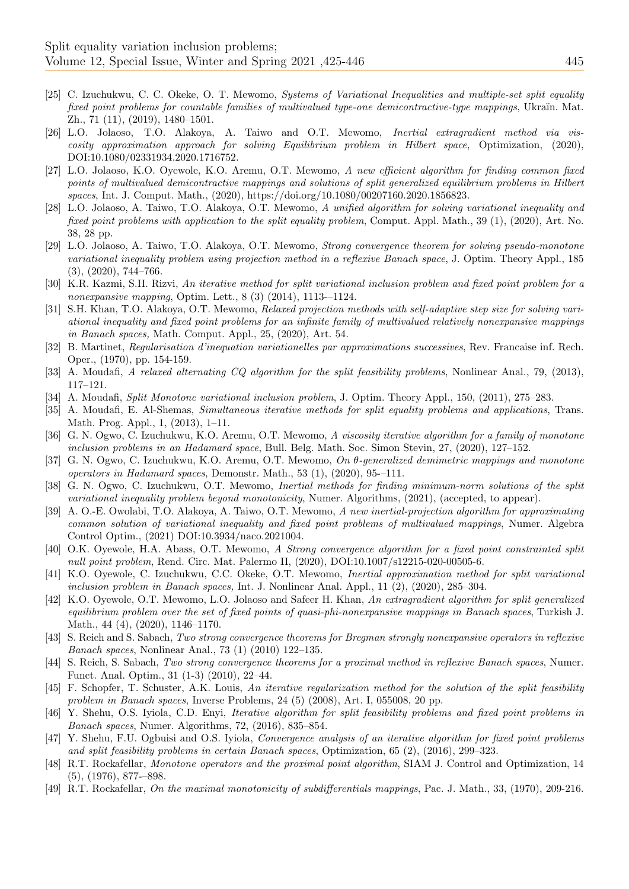[25] C. Izuchukwu, C. C. Okeke, O. T. Mewomo, *Systems of Variational Inequalities and multiple-set split equality fixed point problems for countable families of multivalued type-one demicontractive-type mappings*, Ukraïn. Mat. Zh., 71 (11), (2019), 1480–1501.

[26] L.O. Jolaoso, T.O. Alakoya, A. Taiwo and O.T. Mewomo, *Inertial extragradient method via viscosity approximation approach for solving Equilibrium problem in Hilbert space*, Optimization, (2020), DOI:10.1080/02331934.2020.1716752.

[27] L.O. Jolaoso, K.O. Oyewole, K.O. Aremu, O.T. Mewomo, *A new efficient algorithm for finding common fixed points of multivalued demicontractive mappings and solutions of split generalized equilibrium problems in Hilbert spaces*, Int. J. Comput. Math., (2020), https://doi.org/10.1080/00207160.2020.1856823.

[28] L.O. Jolaoso, A. Taiwo, T.O. Alakoya, O.T. Mewomo, *A unified algorithm for solving variational inequality and fixed point problems with application to the split equality problem*, Comput. Appl. Math., 39 (1), (2020), Art. No. 38, 28 pp.

[29] L.O. Jolaoso, A. Taiwo, T.O. Alakoya, O.T. Mewomo, *Strong convergence theorem for solving pseudo-monotone variational inequality problem using projection method in a reflexive Banach space*, J. Optim. Theory Appl., 185 (3), (2020), 744–766.

[30] K.R. Kazmi, S.H. Rizvi, *An iterative method for split variational inclusion problem and fixed point problem for a nonexpansive mapping*, Optim. Lett., 8 (3) (2014), 1113-–1124.

[31] S.H. Khan, T.O. Alakoya, O.T. Mewomo, *Relaxed projection methods with self-adaptive step size for solving variational inequality and fixed point problems for an infinite family of multivalued relatively nonexpansive mappings in Banach spaces,* Math. Comput. Appl., 25, (2020), Art. 54.

[32] B. Martinet, *Regularisation d'inequation variationelles par approximations successives*, Rev. Francaise inf. Rech. Oper., (1970), pp. 154-159.

[33] A. Moudafi, *A relaxed alternating CQ algorithm for the split feasibility problems*, Nonlinear Anal., 79, (2013), 117–121.

[34] A. Moudafi, *Split Monotone variational inclusion problem*, J. Optim. Theory Appl., 150, (2011), 275–283.

[35] A. Moudafi, E. Al-Shemas, *Simultaneous iterative methods for split equality problems and applications*, Trans. Math. Prog. Appl., 1, (2013), 1–11.

[36] G. N. Ogwo, C. Izuchukwu, K.O. Aremu, O.T. Mewomo, *A viscosity iterative algorithm for a family of monotone inclusion problems in an Hadamard space*, Bull. Belg. Math. Soc. Simon Stevin, 27, (2020), 127–152.

[37] G. N. Ogwo, C. Izuchukwu, K.O. Aremu, O.T. Mewomo, *On $\theta$-generalized demimetric mappings and monotone operators in Hadamard spaces*, Demonstr. Math., 53 (1), (2020), 95-–111.

[38] G. N. Ogwo, C. Izuchukwu, O.T. Mewomo, *Inertial methods for finding minimum-norm solutions of the split variational inequality problem beyond monotonicity*, Numer. Algorithms, (2021), (accepted, to appear).

[39] A. O.-E. Owolabi, T.O. Alakoya, A. Taiwo, O.T. Mewomo, *A new inertial-projection algorithm for approximating common solution of variational inequality and fixed point problems of multivalued mappings*, Numer. Algebra Control Optim., (2021) DOI:10.3934/naco.2021004.

[40] O.K. Oyewole, H.A. Abass, O.T. Mewomo, *A Strong convergence algorithm for a fixed point constrainted split null point problem*, Rend. Circ. Mat. Palermo II, (2020), DOI:10.1007/s12215-020-00505-6.

[41] K.O. Oyewole, C. Izuchukwu, C.C. Okeke, O.T. Mewomo, *Inertial approximation method for split variational inclusion problem in Banach spaces*, Int. J. Nonlinear Anal. Appl., 11 (2), (2020), 285–304.

[42] K.O. Oyewole, O.T. Mewomo, L.O. Jolaoso and Safeer H. Khan, *An extragradient algorithm for split generalized equilibrium problem over the set of fixed points of quasi-phi-nonexpansive mappings in Banach spaces*, Turkish J. Math., 44 (4), (2020), 1146–1170.

[43] S. Reich and S. Sabach, *Two strong convergence theorems for Bregman strongly nonexpansive operators in reflexive Banach spaces*, Nonlinear Anal., 73 (1) (2010) 122–135.

[44] S. Reich, S. Sabach, *Two strong convergence theorems for a proximal method in reflexive Banach spaces*, Numer. Funct. Anal. Optim., 31 (1-3) (2010), 22–44.

[45] F. Schopfer, T. Schuster, A.K. Louis, *An iterative regularization method for the solution of the split feasibility problem in Banach spaces*, Inverse Problems, 24 (5) (2008), Art. I, 055008, 20 pp.

[46] Y. Shehu, O.S. Iyiola, C.D. Enyi, *Iterative algorithm for split feasibility problems and fixed point problems in Banach spaces*, Numer. Algorithms, 72, (2016), 835–854.

[47] Y. Shehu, F.U. Ogbuisi and O.S. Iyiola, *Convergence analysis of an iterative algorithm for fixed point problems and split feasibility problems in certain Banach spaces*, Optimization, 65 (2), (2016), 299–323.

[48] R.T. Rockafellar, *Monotone operators and the proximal point algorithm*, SIAM J. Control and Optimization, 14 (5), (1976), 877-–898.

[49] R.T. Rockafellar, *On the maximal monotonicity of subdifferentials mappings*, Pac. J. Math., 33, (1970), 209-216.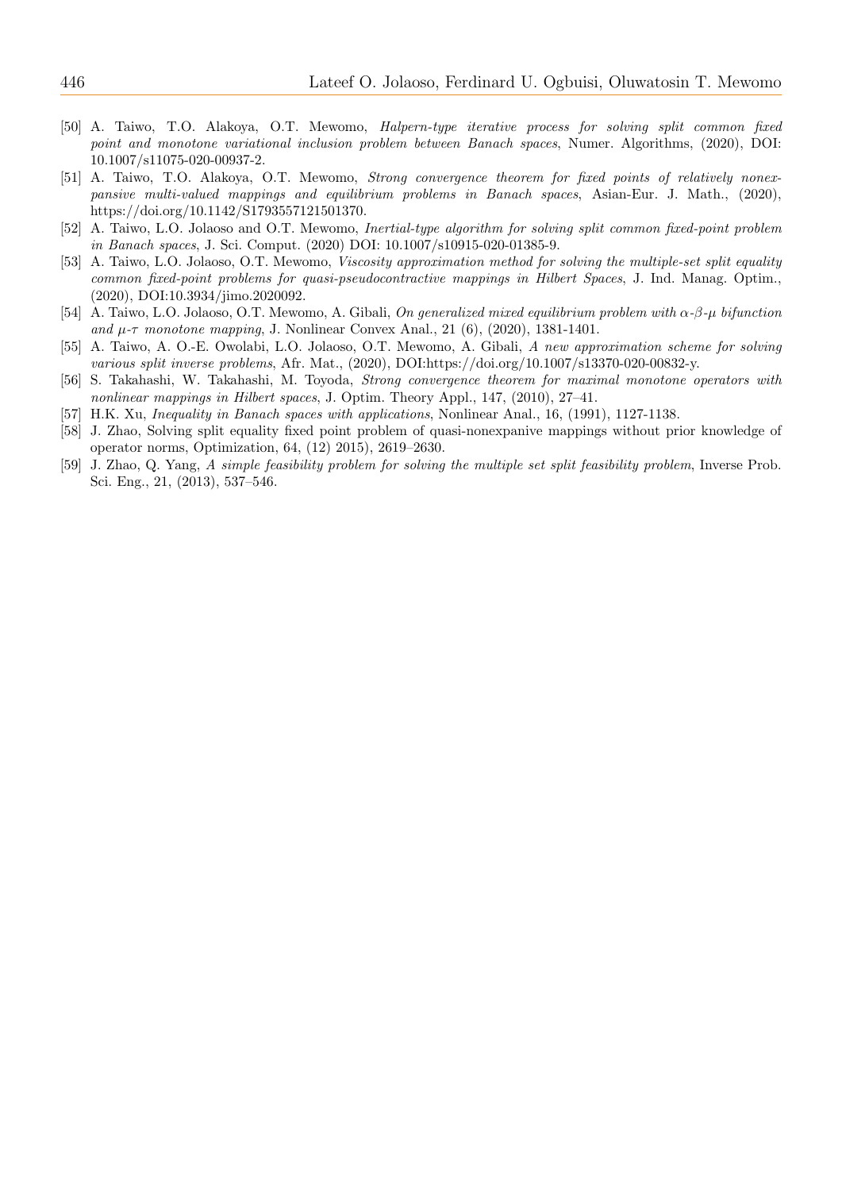[50] A. Taiwo, T.O. Alakoya, O.T. Mewomo, *Halpern-type iterative process for solving split common fixed point and monotone variational inclusion problem between Banach spaces*, Numer. Algorithms, (2020), DOI: 10.1007/s11075-020-00937-2.

[51] A. Taiwo, T.O. Alakoya, O.T. Mewomo, *Strong convergence theorem for fixed points of relatively nonexpansive multi-valued mappings and equilibrium problems in Banach spaces*, Asian-Eur. J. Math., (2020), https://doi.org/10.1142/S1793557121501370.

[52] A. Taiwo, L.O. Jolaoso and O.T. Mewomo, *Inertial-type algorithm for solving split common fixed-point problem in Banach spaces*, J. Sci. Comput. (2020) DOI: 10.1007/s10915-020-01385-9.

[53] A. Taiwo, L.O. Jolaoso, O.T. Mewomo, *Viscosity approximation method for solving the multiple-set split equality common fixed-point problems for quasi-pseudocontractive mappings in Hilbert Spaces*, J. Ind. Manag. Optim., (2020), DOI:10.3934/jimo.2020092.

[54] A. Taiwo, L.O. Jolaoso, O.T. Mewomo, A. Gibali, *On generalized mixed equilibrium problem with $\alpha$-$\beta$-$\mu$ bifunction and $\mu$-$\tau$ monotone mapping*, J. Nonlinear Convex Anal., 21 (6), (2020), 1381-1401.

[55] A. Taiwo, A. O.-E. Owolabi, L.O. Jolaoso, O.T. Mewomo, A. Gibali, *A new approximation scheme for solving various split inverse problems*, Afr. Mat., (2020), DOI:https://doi.org/10.1007/s13370-020-00832-y.

[56] S. Takahashi, W. Takahashi, M. Toyoda, *Strong convergence theorem for maximal monotone operators with nonlinear mappings in Hilbert spaces*, J. Optim. Theory Appl., 147, (2010), 27–41.

[57] H.K. Xu, *Inequality in Banach spaces with applications*, Nonlinear Anal., 16, (1991), 1127-1138.

[58] J. Zhao, Solving split equality fixed point problem of quasi-nonexpanive mappings without prior knowledge of operator norms, Optimization, 64, (12) 2015), 2619–2630.

[59] J. Zhao, Q. Yang, *A simple feasibility problem for solving the multiple set split feasibility problem*, Inverse Prob. Sci. Eng., 21, (2013), 537–546.